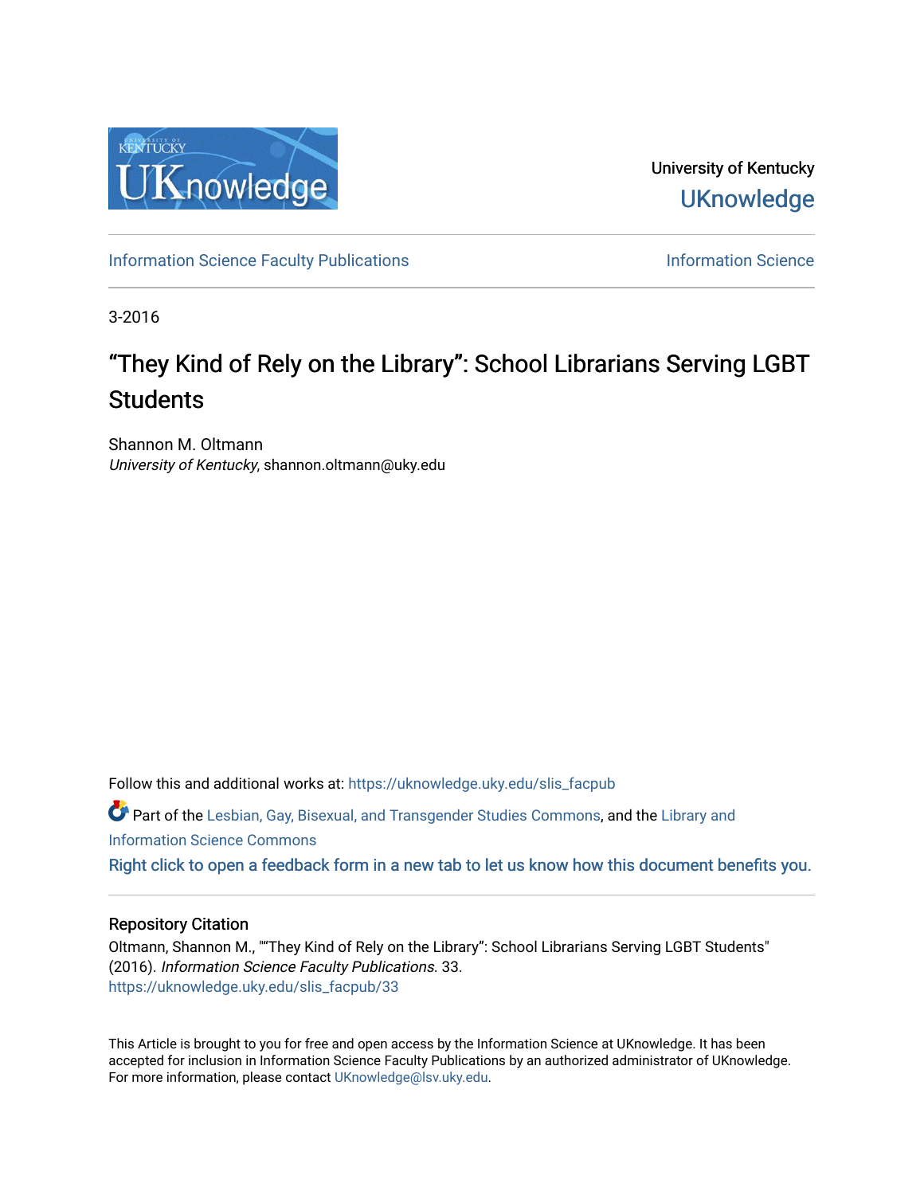University of Kentucky

UKnowledge

Information Science Faculty Publications

Information Science

3-2016

# "They Kind of Rely on the Library": School Librarians Serving LGBT Students

Shannon M. Oltmann
*University of Kentucky*, shannon.oltmann@uky.edu

Follow this and additional works at: https://uknowledge.uky.edu/slis_facpub

Part of the Lesbian, Gay, Bisexual, and Transgender Studies Commons, and the Library and Information Science Commons

Right click to open a feedback form in a new tab to let us know how this document benefits you.

## Repository Citation

Oltmann, Shannon M., ""They Kind of Rely on the Library": School Librarians Serving LGBT Students" (2016). *Information Science Faculty Publications*. 33.
https://uknowledge.uky.edu/slis_facpub/33

This Article is brought to you for free and open access by the Information Science at UKnowledge. It has been accepted for inclusion in Information Science Faculty Publications by an authorized administrator of UKnowledge. For more information, please contact UKnowledge@lsv.uky.edu.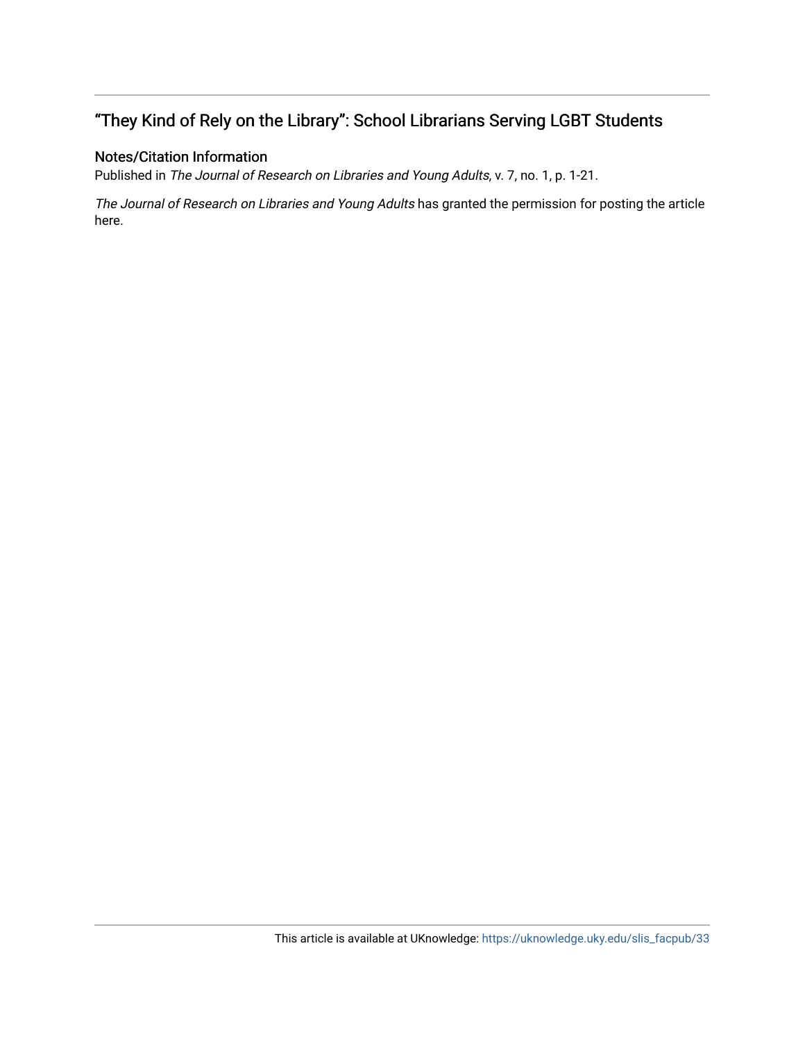## “They Kind of Rely on the Library”: School Librarians Serving LGBT Students

### Notes/Citation Information

Published in *The Journal of Research on Libraries and Young Adults*, v. 7, no. 1, p. 1-21.

*The Journal of Research on Libraries and Young Adults* has granted the permission for posting the article here.

This article is available at UKnowledge: https://uknowledge.uky.edu/slis_facpub/33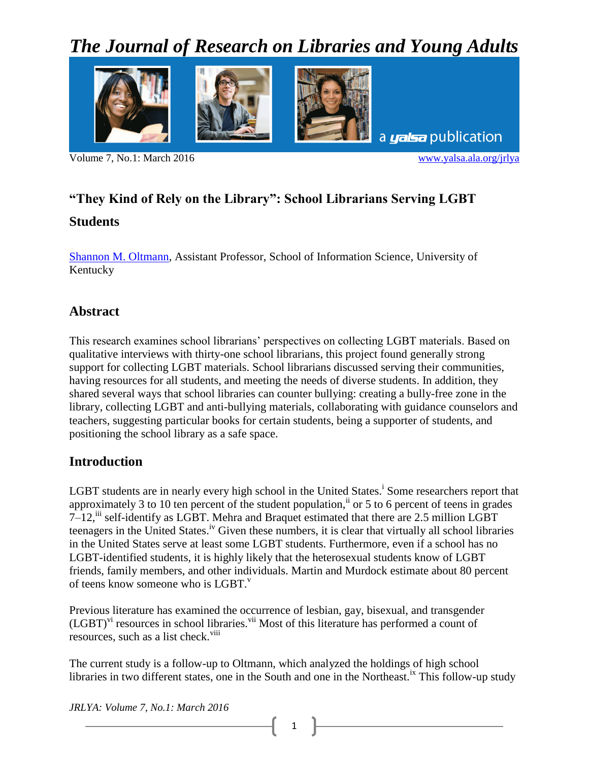# The Journal of Research on Libraries and Young Adults

## "They Kind of Rely on the Library": School Librarians Serving LGBT Students

[Shannon M. Oltmann](), Assistant Professor, School of Information Science, University of Kentucky

## Abstract

This research examines school librarians' perspectives on collecting LGBT materials. Based on qualitative interviews with thirty-one school librarians, this project found generally strong support for collecting LGBT materials. School librarians discussed serving their communities, having resources for all students, and meeting the needs of diverse students. In addition, they shared several ways that school libraries can counter bullying: creating a bully-free zone in the library, collecting LGBT and anti-bullying materials, collaborating with guidance counselors and teachers, suggesting particular books for certain students, being a supporter of students, and positioning the school library as a safe space.

## Introduction

LGBT students are in nearly every high school in the United States.[i] Some researchers report that approximately 3 to 10 ten percent of the student population,[ii] or 5 to 6 percent of teens in grades 7–12,[iii] self-identify as LGBT. Mehra and Braquet estimated that there are 2.5 million LGBT teenagers in the United States.[iv] Given these numbers, it is clear that virtually all school libraries in the United States serve at least some LGBT students. Furthermore, even if a school has no LGBT-identified students, it is highly likely that the heterosexual students know of LGBT friends, family members, and other individuals. Martin and Murdock estimate about 80 percent of teens know someone who is LGBT.[v]

Previous literature has examined the occurrence of lesbian, gay, bisexual, and transgender (LGBT)[vi] resources in school libraries.[vii] Most of this literature has performed a count of resources, such as a list check.[viii]

The current study is a follow-up to Oltmann, which analyzed the holdings of high school libraries in two different states, one in the South and one in the Northeast.[ix] This follow-up study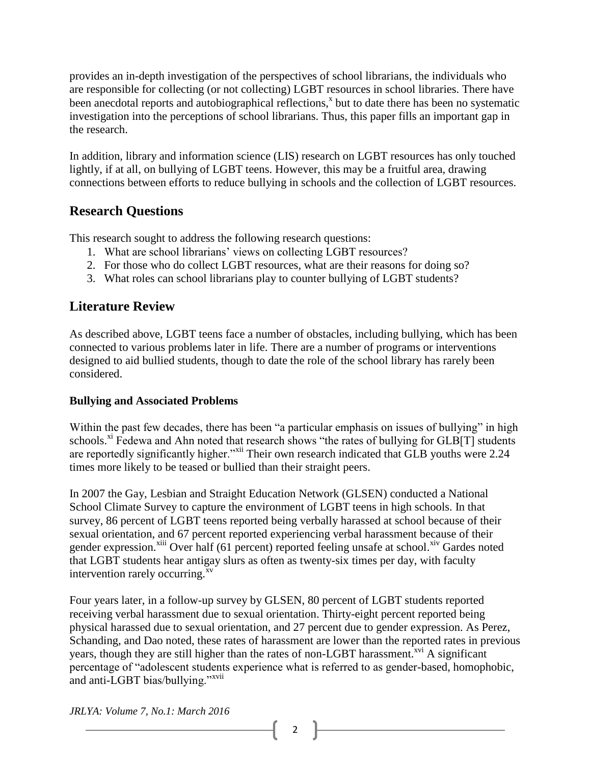provides an in-depth investigation of the perspectives of school librarians, the individuals who are responsible for collecting (or not collecting) LGBT resources in school libraries. There have been anecdotal reports and autobiographical reflections,[x] but to date there has been no systematic investigation into the perceptions of school librarians. Thus, this paper fills an important gap in the research.

In addition, library and information science (LIS) research on LGBT resources has only touched lightly, if at all, on bullying of LGBT teens. However, this may be a fruitful area, drawing connections between efforts to reduce bullying in schools and the collection of LGBT resources.

## Research Questions

This research sought to address the following research questions:

1. What are school librarians' views on collecting LGBT resources?
2. For those who do collect LGBT resources, what are their reasons for doing so?
3. What roles can school librarians play to counter bullying of LGBT students?

## Literature Review

As described above, LGBT teens face a number of obstacles, including bullying, which has been connected to various problems later in life. There are a number of programs or interventions designed to aid bullied students, though to date the role of the school library has rarely been considered.

### Bullying and Associated Problems

Within the past few decades, there has been "a particular emphasis on issues of bullying" in high schools.[xi] Fedewa and Ahn noted that research shows "the rates of bullying for GLB[T] students are reportedly significantly higher."[xii] Their own research indicated that GLB youths were 2.24 times more likely to be teased or bullied than their straight peers.

In 2007 the Gay, Lesbian and Straight Education Network (GLSEN) conducted a National School Climate Survey to capture the environment of LGBT teens in high schools. In that survey, 86 percent of LGBT teens reported being verbally harassed at school because of their sexual orientation, and 67 percent reported experiencing verbal harassment because of their gender expression.[xiii] Over half (61 percent) reported feeling unsafe at school.[xiv] Gardes noted that LGBT students hear antigay slurs as often as twenty-six times per day, with faculty intervention rarely occurring.[xv]

Four years later, in a follow-up survey by GLSEN, 80 percent of LGBT students reported receiving verbal harassment due to sexual orientation. Thirty-eight percent reported being physical harassed due to sexual orientation, and 27 percent due to gender expression. As Perez, Schanding, and Dao noted, these rates of harassment are lower than the reported rates in previous years, though they are still higher than the rates of non-LGBT harassment.[xvi] A significant percentage of "adolescent students experience what is referred to as gender-based, homophobic, and anti-LGBT bias/bullying."[xvii]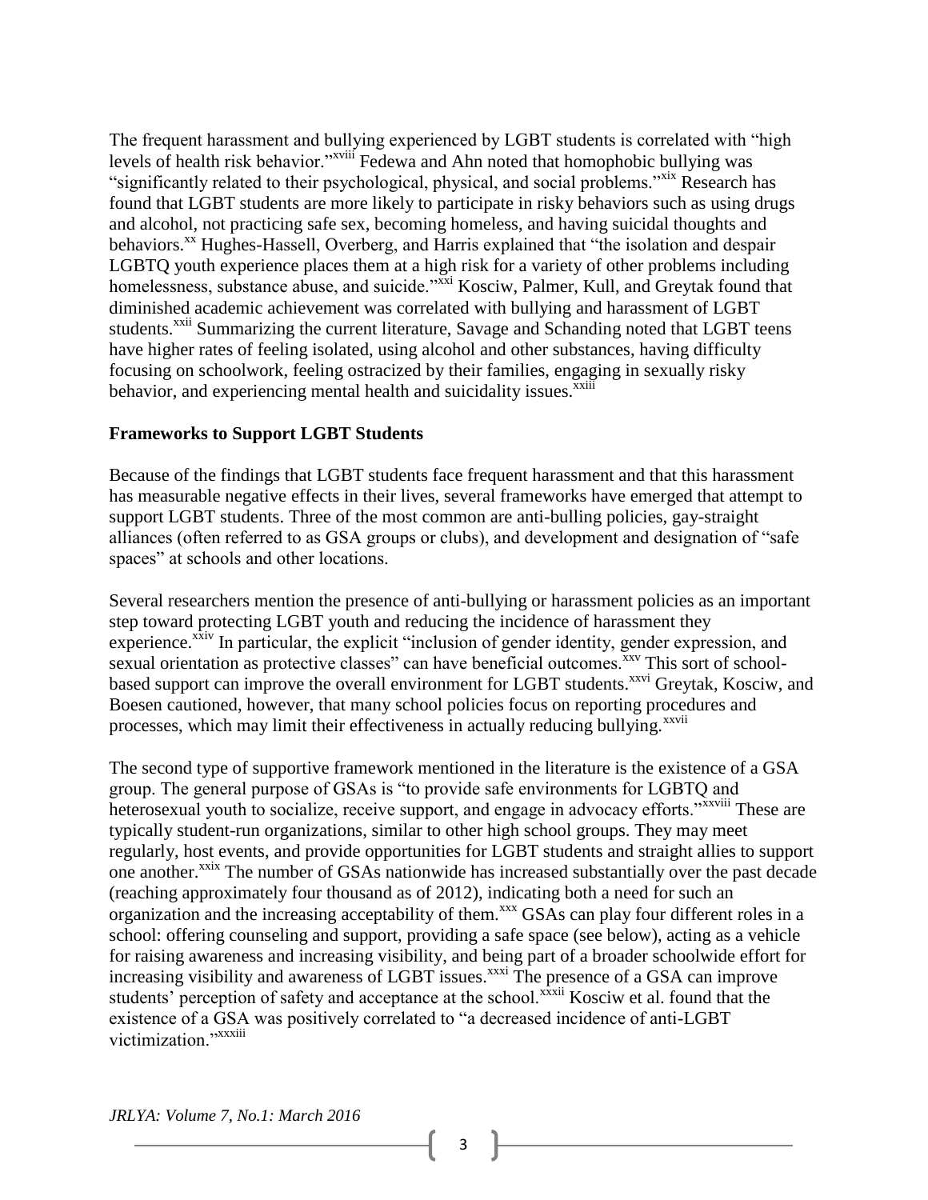The frequent harassment and bullying experienced by LGBT students is correlated with "high levels of health risk behavior."[xviii] Fedewa and Ahn noted that homophobic bullying was "significantly related to their psychological, physical, and social problems."[xix] Research has found that LGBT students are more likely to participate in risky behaviors such as using drugs and alcohol, not practicing safe sex, becoming homeless, and having suicidal thoughts and behaviors.[xx] Hughes-Hassell, Overberg, and Harris explained that "the isolation and despair LGBTQ youth experience places them at a high risk for a variety of other problems including homelessness, substance abuse, and suicide."[xxi] Kosciw, Palmer, Kull, and Greytak found that diminished academic achievement was correlated with bullying and harassment of LGBT students.[xxii] Summarizing the current literature, Savage and Schanding noted that LGBT teens have higher rates of feeling isolated, using alcohol and other substances, having difficulty focusing on schoolwork, feeling ostracized by their families, engaging in sexually risky behavior, and experiencing mental health and suicidality issues.[xxiii]

## Frameworks to Support LGBT Students

Because of the findings that LGBT students face frequent harassment and that this harassment has measurable negative effects in their lives, several frameworks have emerged that attempt to support LGBT students. Three of the most common are anti-bulling policies, gay-straight alliances (often referred to as GSA groups or clubs), and development and designation of "safe spaces" at schools and other locations.

Several researchers mention the presence of anti-bullying or harassment policies as an important step toward protecting LGBT youth and reducing the incidence of harassment they experience.[xxiv] In particular, the explicit "inclusion of gender identity, gender expression, and sexual orientation as protective classes" can have beneficial outcomes.[xxv] This sort of school-based support can improve the overall environment for LGBT students.[xxvi] Greytak, Kosciw, and Boesen cautioned, however, that many school policies focus on reporting procedures and processes, which may limit their effectiveness in actually reducing bullying.[xxvii]

The second type of supportive framework mentioned in the literature is the existence of a GSA group. The general purpose of GSAs is "to provide safe environments for LGBTQ and heterosexual youth to socialize, receive support, and engage in advocacy efforts."[xxviii] These are typically student-run organizations, similar to other high school groups. They may meet regularly, host events, and provide opportunities for LGBT students and straight allies to support one another.[xxix] The number of GSAs nationwide has increased substantially over the past decade (reaching approximately four thousand as of 2012), indicating both a need for such an organization and the increasing acceptability of them.[xxx] GSAs can play four different roles in a school: offering counseling and support, providing a safe space (see below), acting as a vehicle for raising awareness and increasing visibility, and being part of a broader schoolwide effort for increasing visibility and awareness of LGBT issues.[xxxi] The presence of a GSA can improve students' perception of safety and acceptance at the school.[xxxii] Kosciw et al. found that the existence of a GSA was positively correlated to "a decreased incidence of anti-LGBT victimization."[xxxiii]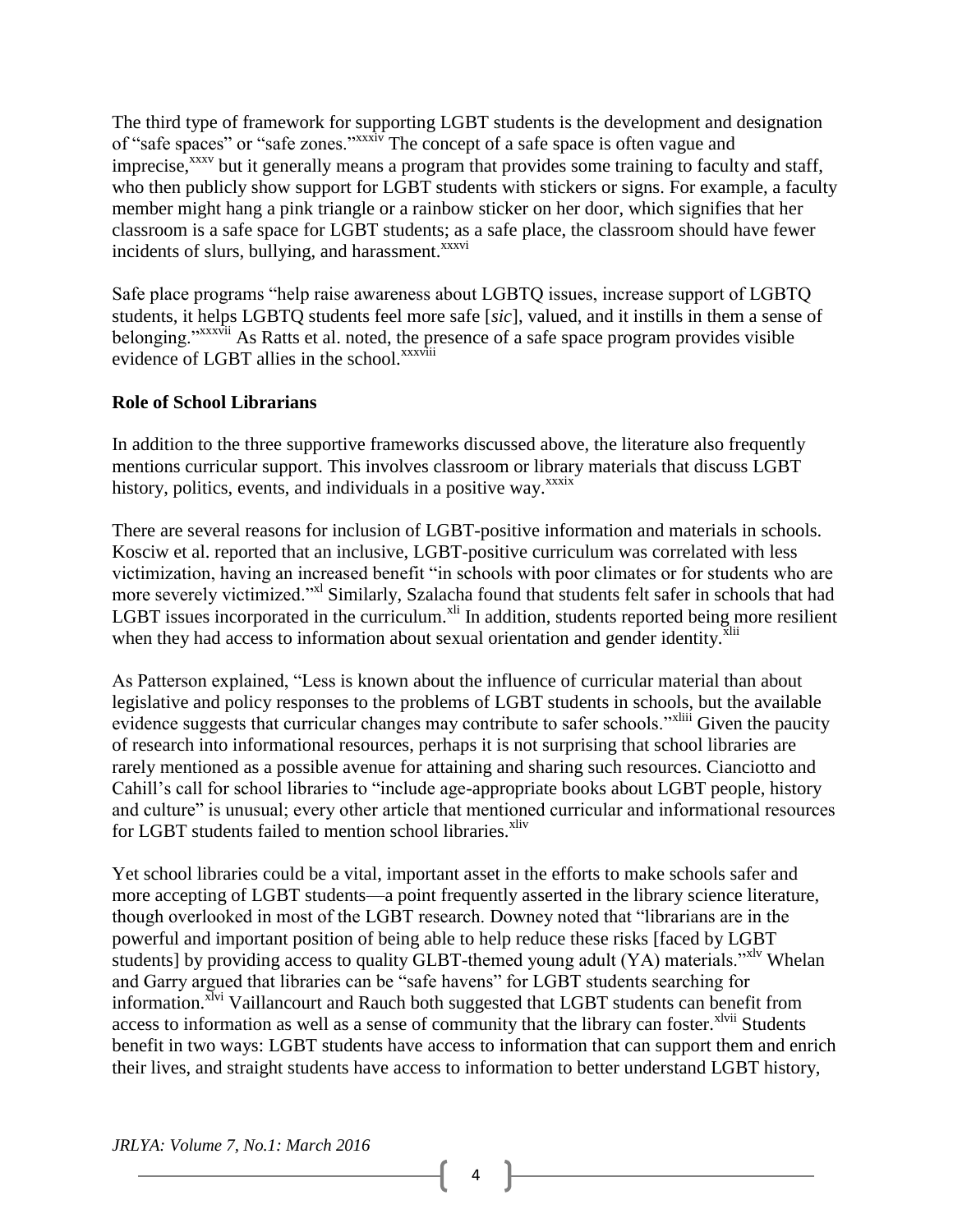The third type of framework for supporting LGBT students is the development and designation of "safe spaces" or "safe zones."[xxxiv] The concept of a safe space is often vague and imprecise,[xxxv] but it generally means a program that provides some training to faculty and staff, who then publicly show support for LGBT students with stickers or signs. For example, a faculty member might hang a pink triangle or a rainbow sticker on her door, which signifies that her classroom is a safe space for LGBT students; as a safe place, the classroom should have fewer incidents of slurs, bullying, and harassment.[xxxvi]

Safe place programs "help raise awareness about LGBTQ issues, increase support of LGBTQ students, it helps LGBTQ students feel more safe [*sic*], valued, and it instills in them a sense of belonging."[xxxvii] As Ratts et al. noted, the presence of a safe space program provides visible evidence of LGBT allies in the school.[xxxviii]

**Role of School Librarians**

In addition to the three supportive frameworks discussed above, the literature also frequently mentions curricular support. This involves classroom or library materials that discuss LGBT history, politics, events, and individuals in a positive way.[xxxix]

There are several reasons for inclusion of LGBT-positive information and materials in schools. Kosciw et al. reported that an inclusive, LGBT-positive curriculum was correlated with less victimization, having an increased benefit "in schools with poor climates or for students who are more severely victimized."[xl] Similarly, Szalacha found that students felt safer in schools that had LGBT issues incorporated in the curriculum.[xli] In addition, students reported being more resilient when they had access to information about sexual orientation and gender identity.[xlii]

As Patterson explained, "Less is known about the influence of curricular material than about legislative and policy responses to the problems of LGBT students in schools, but the available evidence suggests that curricular changes may contribute to safer schools."[xliii] Given the paucity of research into informational resources, perhaps it is not surprising that school libraries are rarely mentioned as a possible avenue for attaining and sharing such resources. Cianciotto and Cahill's call for school libraries to "include age-appropriate books about LGBT people, history and culture" is unusual; every other article that mentioned curricular and informational resources for LGBT students failed to mention school libraries.[xliv]

Yet school libraries could be a vital, important asset in the efforts to make schools safer and more accepting of LGBT students—a point frequently asserted in the library science literature, though overlooked in most of the LGBT research. Downey noted that "librarians are in the powerful and important position of being able to help reduce these risks [faced by LGBT students] by providing access to quality GLBT-themed young adult (YA) materials."[xlv] Whelan and Garry argued that libraries can be "safe havens" for LGBT students searching for information.[xlvi] Vaillancourt and Rauch both suggested that LGBT students can benefit from access to information as well as a sense of community that the library can foster.[xlvii] Students benefit in two ways: LGBT students have access to information that can support them and enrich their lives, and straight students have access to information to better understand LGBT history,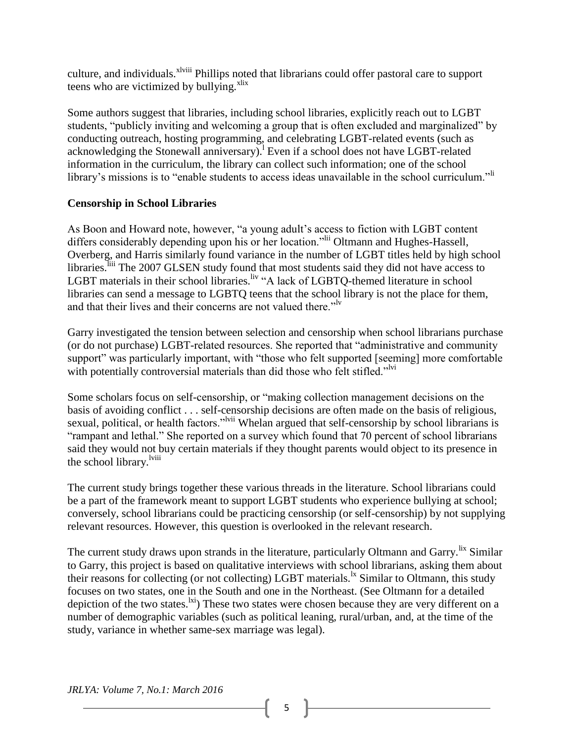culture, and individuals.[xlviii] Phillips noted that librarians could offer pastoral care to support teens who are victimized by bullying.[xlix]

Some authors suggest that libraries, including school libraries, explicitly reach out to LGBT students, "publicly inviting and welcoming a group that is often excluded and marginalized" by conducting outreach, hosting programming, and celebrating LGBT-related events (such as acknowledging the Stonewall anniversary).[l] Even if a school does not have LGBT-related information in the curriculum, the library can collect such information; one of the school library's missions is to "enable students to access ideas unavailable in the school curriculum."[li]

**Censorship in School Libraries**

As Boon and Howard note, however, "a young adult's access to fiction with LGBT content differs considerably depending upon his or her location."[lii] Oltmann and Hughes-Hassell, Overberg, and Harris similarly found variance in the number of LGBT titles held by high school libraries.[liii] The 2007 GLSEN study found that most students said they did not have access to LGBT materials in their school libraries.[liv] "A lack of LGBTQ-themed literature in school libraries can send a message to LGBTQ teens that the school library is not the place for them, and that their lives and their concerns are not valued there."[lv]

Garry investigated the tension between selection and censorship when school librarians purchase (or do not purchase) LGBT-related resources. She reported that "administrative and community support" was particularly important, with "those who felt supported [seeming] more comfortable with potentially controversial materials than did those who felt stifled."[lvi]

Some scholars focus on self-censorship, or "making collection management decisions on the basis of avoiding conflict . . . self-censorship decisions are often made on the basis of religious, sexual, political, or health factors."[lvii] Whelan argued that self-censorship by school librarians is "rampant and lethal." She reported on a survey which found that 70 percent of school librarians said they would not buy certain materials if they thought parents would object to its presence in the school library.[lviii]

The current study brings together these various threads in the literature. School librarians could be a part of the framework meant to support LGBT students who experience bullying at school; conversely, school librarians could be practicing censorship (or self-censorship) by not supplying relevant resources. However, this question is overlooked in the relevant research.

The current study draws upon strands in the literature, particularly Oltmann and Garry.[lix] Similar to Garry, this project is based on qualitative interviews with school librarians, asking them about their reasons for collecting (or not collecting) LGBT materials.[lx] Similar to Oltmann, this study focuses on two states, one in the South and one in the Northeast. (See Oltmann for a detailed depiction of the two states.[lxi]) These two states were chosen because they are very different on a number of demographic variables (such as political leaning, rural/urban, and, at the time of the study, variance in whether same-sex marriage was legal).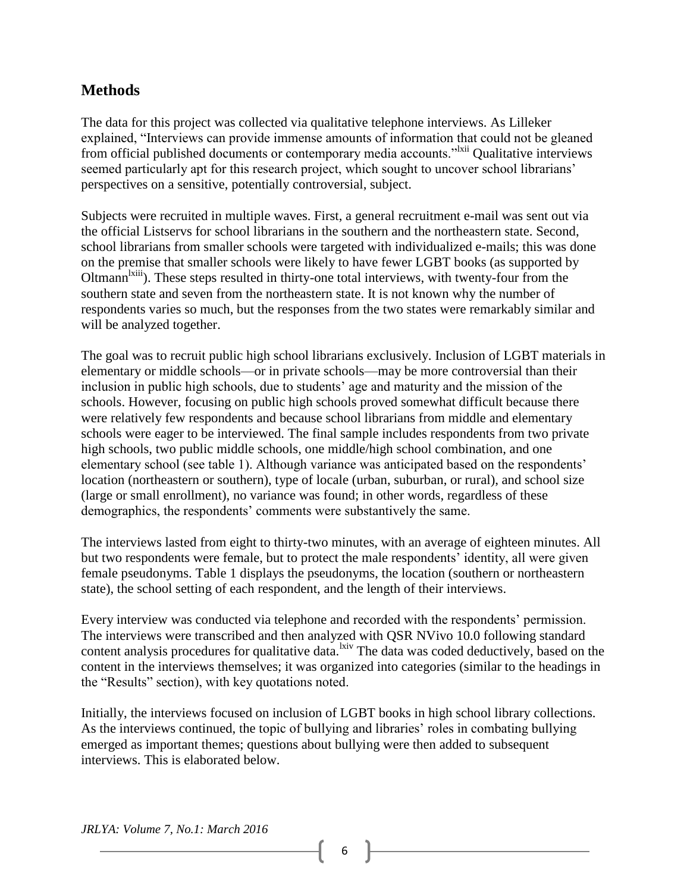## Methods

The data for this project was collected via qualitative telephone interviews. As Lilleker explained, "Interviews can provide immense amounts of information that could not be gleaned from official published documents or contemporary media accounts."[lxii] Qualitative interviews seemed particularly apt for this research project, which sought to uncover school librarians' perspectives on a sensitive, potentially controversial, subject.

Subjects were recruited in multiple waves. First, a general recruitment e-mail was sent out via the official Listservs for school librarians in the southern and the northeastern state. Second, school librarians from smaller schools were targeted with individualized e-mails; this was done on the premise that smaller schools were likely to have fewer LGBT books (as supported by Oltmann[lxiii]). These steps resulted in thirty-one total interviews, with twenty-four from the southern state and seven from the northeastern state. It is not known why the number of respondents varies so much, but the responses from the two states were remarkably similar and will be analyzed together.

The goal was to recruit public high school librarians exclusively. Inclusion of LGBT materials in elementary or middle schools—or in private schools—may be more controversial than their inclusion in public high schools, due to students' age and maturity and the mission of the schools. However, focusing on public high schools proved somewhat difficult because there were relatively few respondents and because school librarians from middle and elementary schools were eager to be interviewed. The final sample includes respondents from two private high schools, two public middle schools, one middle/high school combination, and one elementary school (see table 1). Although variance was anticipated based on the respondents' location (northeastern or southern), type of locale (urban, suburban, or rural), and school size (large or small enrollment), no variance was found; in other words, regardless of these demographics, the respondents' comments were substantively the same.

The interviews lasted from eight to thirty-two minutes, with an average of eighteen minutes. All but two respondents were female, but to protect the male respondents' identity, all were given female pseudonyms. Table 1 displays the pseudonyms, the location (southern or northeastern state), the school setting of each respondent, and the length of their interviews.

Every interview was conducted via telephone and recorded with the respondents' permission. The interviews were transcribed and then analyzed with QSR NVivo 10.0 following standard content analysis procedures for qualitative data.[lxiv] The data was coded deductively, based on the content in the interviews themselves; it was organized into categories (similar to the headings in the "Results" section), with key quotations noted.

Initially, the interviews focused on inclusion of LGBT books in high school library collections. As the interviews continued, the topic of bullying and libraries' roles in combating bullying emerged as important themes; questions about bullying were then added to subsequent interviews. This is elaborated below.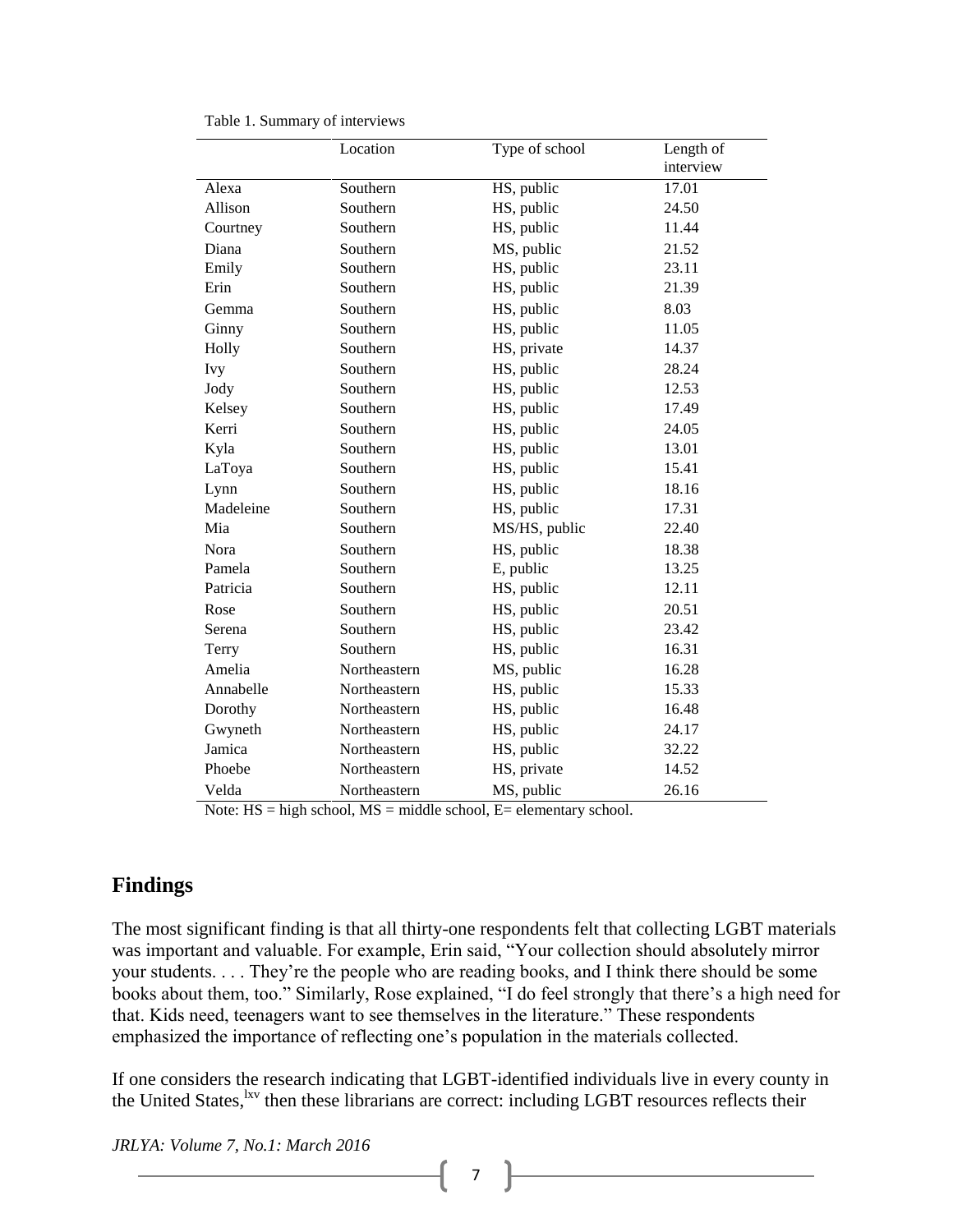Table 1. Summary of interviews

| | Location | Type of school | Length of interview |
|---|---|---|---|
| Alexa | Southern | HS, public | 17.01 |
| Allison | Southern | HS, public | 24.50 |
| Courtney | Southern | HS, public | 11.44 |
| Diana | Southern | MS, public | 21.52 |
| Emily | Southern | HS, public | 23.11 |
| Erin | Southern | HS, public | 21.39 |
| Gemma | Southern | HS, public | 8.03 |
| Ginny | Southern | HS, public | 11.05 |
| Holly | Southern | HS, private | 14.37 |
| Ivy | Southern | HS, public | 28.24 |
| Jody | Southern | HS, public | 12.53 |
| Kelsey | Southern | HS, public | 17.49 |
| Kerri | Southern | HS, public | 24.05 |
| Kyla | Southern | HS, public | 13.01 |
| LaToya | Southern | HS, public | 15.41 |
| Lynn | Southern | HS, public | 18.16 |
| Madeleine | Southern | HS, public | 17.31 |
| Mia | Southern | MS/HS, public | 22.40 |
| Nora | Southern | HS, public | 18.38 |
| Pamela | Southern | E, public | 13.25 |
| Patricia | Southern | HS, public | 12.11 |
| Rose | Southern | HS, public | 20.51 |
| Serena | Southern | HS, public | 23.42 |
| Terry | Southern | HS, public | 16.31 |
| Amelia | Northeastern | MS, public | 16.28 |
| Annabelle | Northeastern | HS, public | 15.33 |
| Dorothy | Northeastern | HS, public | 16.48 |
| Gwyneth | Northeastern | HS, public | 24.17 |
| Jamica | Northeastern | HS, public | 32.22 |
| Phoebe | Northeastern | HS, private | 14.52 |
| Velda | Northeastern | MS, public | 26.16 |

Note: HS = high school, MS = middle school, E= elementary school.

## Findings

The most significant finding is that all thirty-one respondents felt that collecting LGBT materials was important and valuable. For example, Erin said, "Your collection should absolutely mirror your students. . . . They're the people who are reading books, and I think there should be some books about them, too." Similarly, Rose explained, "I do feel strongly that there's a high need for that. Kids need, teenagers want to see themselves in the literature." These respondents emphasized the importance of reflecting one's population in the materials collected.

If one considers the research indicating that LGBT-identified individuals live in every county in the United States,[lxv] then these librarians are correct: including LGBT resources reflects their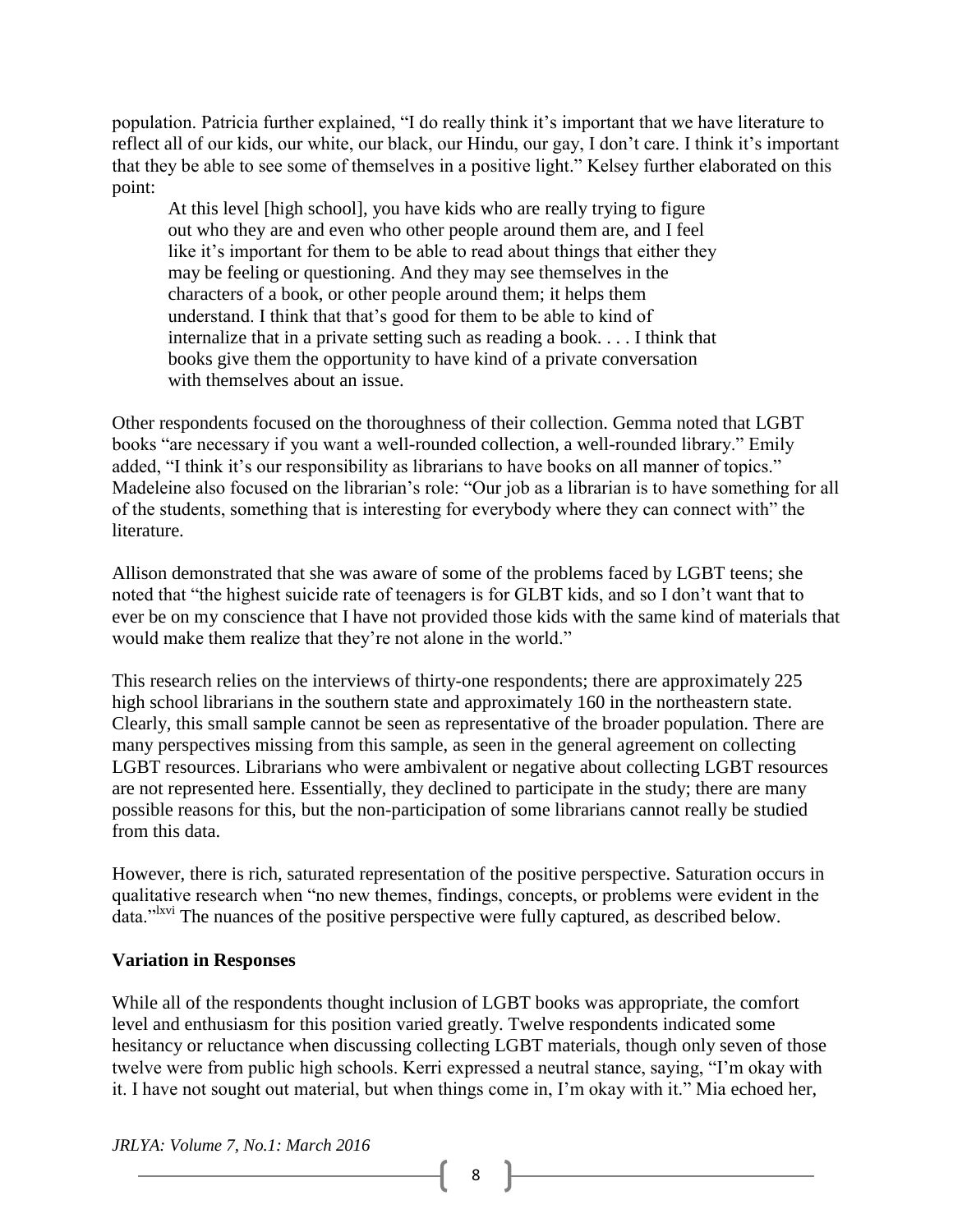population. Patricia further explained, "I do really think it's important that we have literature to reflect all of our kids, our white, our black, our Hindu, our gay, I don't care. I think it's important that they be able to see some of themselves in a positive light." Kelsey further elaborated on this point:

> At this level [high school], you have kids who are really trying to figure out who they are and even who other people around them are, and I feel like it's important for them to be able to read about things that either they may be feeling or questioning. And they may see themselves in the characters of a book, or other people around them; it helps them understand. I think that that's good for them to be able to kind of internalize that in a private setting such as reading a book. . . . I think that books give them the opportunity to have kind of a private conversation with themselves about an issue.

Other respondents focused on the thoroughness of their collection. Gemma noted that LGBT books "are necessary if you want a well-rounded collection, a well-rounded library." Emily added, "I think it's our responsibility as librarians to have books on all manner of topics." Madeleine also focused on the librarian's role: "Our job as a librarian is to have something for all of the students, something that is interesting for everybody where they can connect with" the literature.

Allison demonstrated that she was aware of some of the problems faced by LGBT teens; she noted that "the highest suicide rate of teenagers is for GLBT kids, and so I don't want that to ever be on my conscience that I have not provided those kids with the same kind of materials that would make them realize that they're not alone in the world."

This research relies on the interviews of thirty-one respondents; there are approximately 225 high school librarians in the southern state and approximately 160 in the northeastern state. Clearly, this small sample cannot be seen as representative of the broader population. There are many perspectives missing from this sample, as seen in the general agreement on collecting LGBT resources. Librarians who were ambivalent or negative about collecting LGBT resources are not represented here. Essentially, they declined to participate in the study; there are many possible reasons for this, but the non-participation of some librarians cannot really be studied from this data.

However, there is rich, saturated representation of the positive perspective. Saturation occurs in qualitative research when "no new themes, findings, concepts, or problems were evident in the data."[lxvi] The nuances of the positive perspective were fully captured, as described below.

**Variation in Responses**

While all of the respondents thought inclusion of LGBT books was appropriate, the comfort level and enthusiasm for this position varied greatly. Twelve respondents indicated some hesitancy or reluctance when discussing collecting LGBT materials, though only seven of those twelve were from public high schools. Kerri expressed a neutral stance, saying, "I'm okay with it. I have not sought out material, but when things come in, I'm okay with it." Mia echoed her,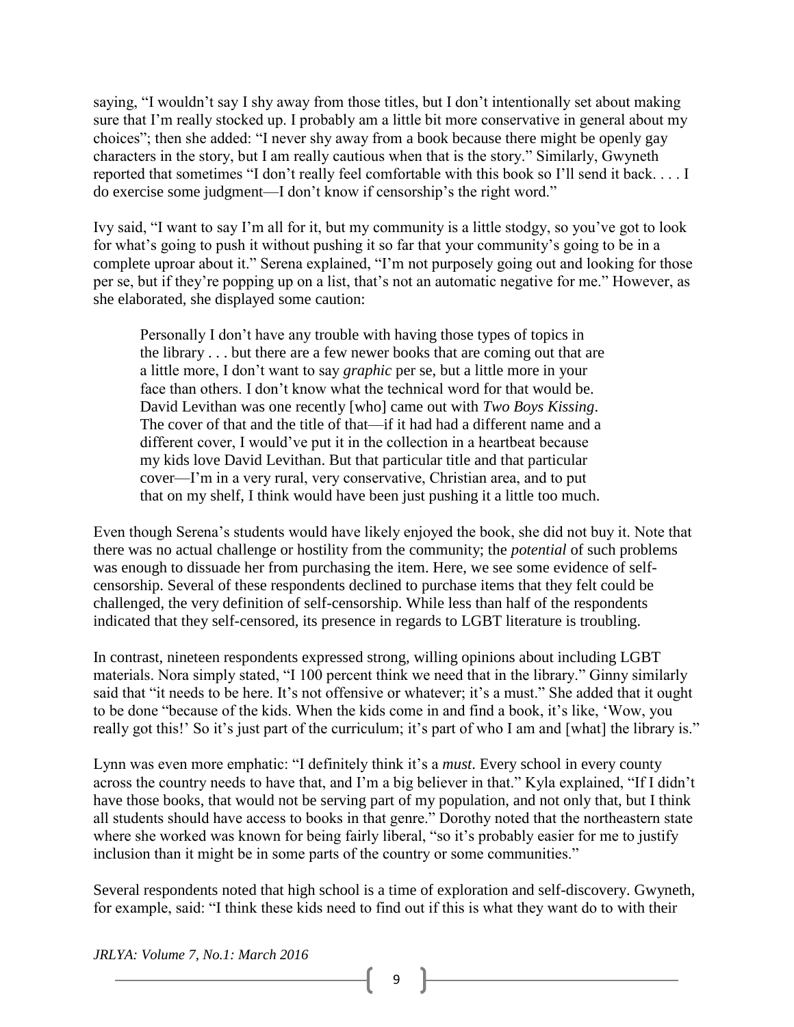saying, "I wouldn't say I shy away from those titles, but I don't intentionally set about making sure that I'm really stocked up. I probably am a little bit more conservative in general about my choices"; then she added: "I never shy away from a book because there might be openly gay characters in the story, but I am really cautious when that is the story." Similarly, Gwyneth reported that sometimes "I don't really feel comfortable with this book so I'll send it back. . . . I do exercise some judgment—I don't know if censorship's the right word."

Ivy said, "I want to say I'm all for it, but my community is a little stodgy, so you've got to look for what's going to push it without pushing it so far that your community's going to be in a complete uproar about it." Serena explained, "I'm not purposely going out and looking for those per se, but if they're popping up on a list, that's not an automatic negative for me." However, as she elaborated, she displayed some caution:

> Personally I don't have any trouble with having those types of topics in the library . . . but there are a few newer books that are coming out that are a little more, I don't want to say *graphic* per se, but a little more in your face than others. I don't know what the technical word for that would be. David Levithan was one recently [who] came out with *Two Boys Kissing*. The cover of that and the title of that—if it had had a different name and a different cover, I would've put it in the collection in a heartbeat because my kids love David Levithan. But that particular title and that particular cover—I'm in a very rural, very conservative, Christian area, and to put that on my shelf, I think would have been just pushing it a little too much.

Even though Serena's students would have likely enjoyed the book, she did not buy it. Note that there was no actual challenge or hostility from the community; the *potential* of such problems was enough to dissuade her from purchasing the item. Here, we see some evidence of self-censorship. Several of these respondents declined to purchase items that they felt could be challenged, the very definition of self-censorship. While less than half of the respondents indicated that they self-censored, its presence in regards to LGBT literature is troubling.

In contrast, nineteen respondents expressed strong, willing opinions about including LGBT materials. Nora simply stated, "I 100 percent think we need that in the library." Ginny similarly said that "it needs to be here. It's not offensive or whatever; it's a must." She added that it ought to be done "because of the kids. When the kids come in and find a book, it's like, 'Wow, you really got this!' So it's just part of the curriculum; it's part of who I am and [what] the library is."

Lynn was even more emphatic: "I definitely think it's a *must*. Every school in every county across the country needs to have that, and I'm a big believer in that." Kyla explained, "If I didn't have those books, that would not be serving part of my population, and not only that, but I think all students should have access to books in that genre." Dorothy noted that the northeastern state where she worked was known for being fairly liberal, "so it's probably easier for me to justify inclusion than it might be in some parts of the country or some communities."

Several respondents noted that high school is a time of exploration and self-discovery. Gwyneth, for example, said: "I think these kids need to find out if this is what they want do to with their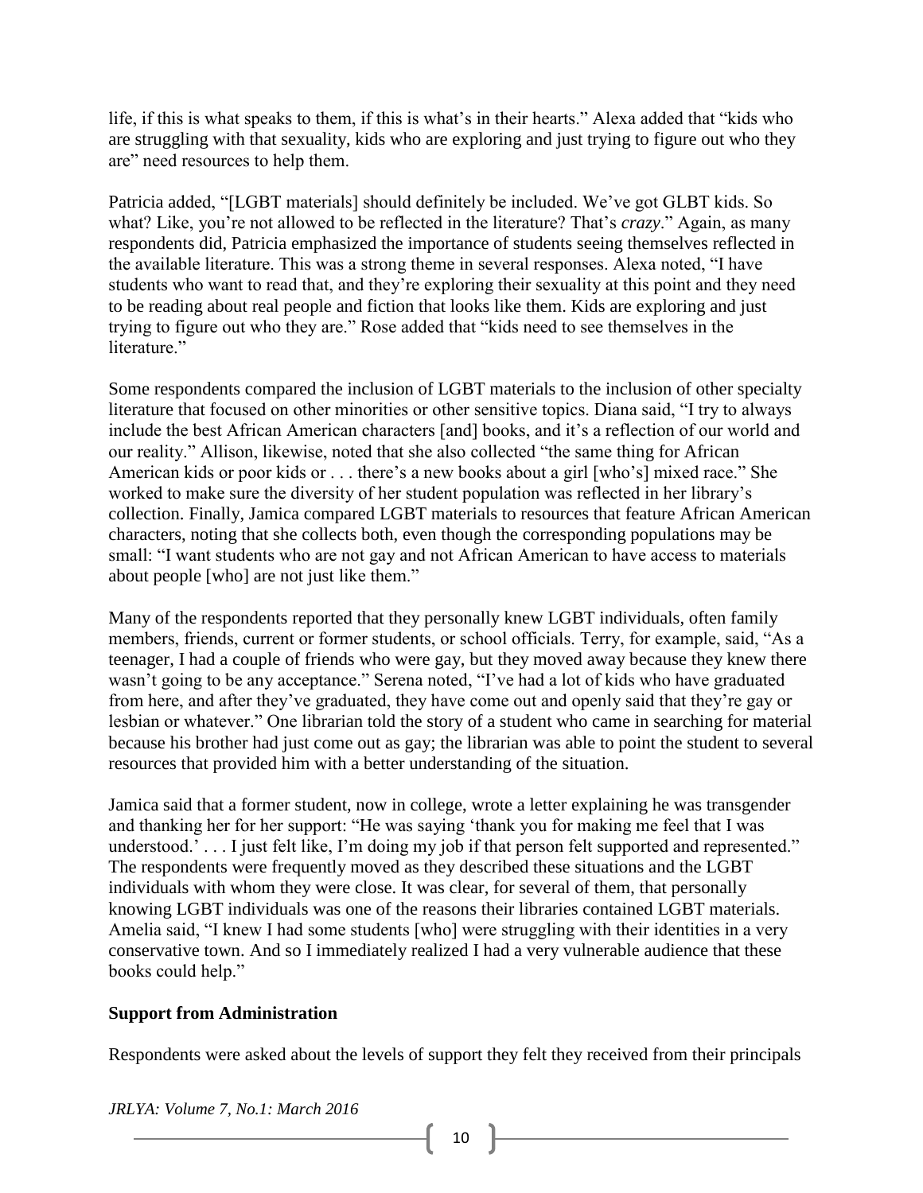life, if this is what speaks to them, if this is what's in their hearts." Alexa added that "kids who are struggling with that sexuality, kids who are exploring and just trying to figure out who they are" need resources to help them.

Patricia added, "[LGBT materials] should definitely be included. We've got GLBT kids. So what? Like, you're not allowed to be reflected in the literature? That's *crazy*." Again, as many respondents did, Patricia emphasized the importance of students seeing themselves reflected in the available literature. This was a strong theme in several responses. Alexa noted, "I have students who want to read that, and they're exploring their sexuality at this point and they need to be reading about real people and fiction that looks like them. Kids are exploring and just trying to figure out who they are." Rose added that "kids need to see themselves in the literature."

Some respondents compared the inclusion of LGBT materials to the inclusion of other specialty literature that focused on other minorities or other sensitive topics. Diana said, "I try to always include the best African American characters [and] books, and it's a reflection of our world and our reality." Allison, likewise, noted that she also collected "the same thing for African American kids or poor kids or . . . there's a new books about a girl [who's] mixed race." She worked to make sure the diversity of her student population was reflected in her library's collection. Finally, Jamica compared LGBT materials to resources that feature African American characters, noting that she collects both, even though the corresponding populations may be small: "I want students who are not gay and not African American to have access to materials about people [who] are not just like them."

Many of the respondents reported that they personally knew LGBT individuals, often family members, friends, current or former students, or school officials. Terry, for example, said, "As a teenager, I had a couple of friends who were gay, but they moved away because they knew there wasn't going to be any acceptance." Serena noted, "I've had a lot of kids who have graduated from here, and after they've graduated, they have come out and openly said that they're gay or lesbian or whatever." One librarian told the story of a student who came in searching for material because his brother had just come out as gay; the librarian was able to point the student to several resources that provided him with a better understanding of the situation.

Jamica said that a former student, now in college, wrote a letter explaining he was transgender and thanking her for her support: "He was saying 'thank you for making me feel that I was understood.' . . . I just felt like, I'm doing my job if that person felt supported and represented." The respondents were frequently moved as they described these situations and the LGBT individuals with whom they were close. It was clear, for several of them, that personally knowing LGBT individuals was one of the reasons their libraries contained LGBT materials. Amelia said, "I knew I had some students [who] were struggling with their identities in a very conservative town. And so I immediately realized I had a very vulnerable audience that these books could help."

## Support from Administration

Respondents were asked about the levels of support they felt they received from their principals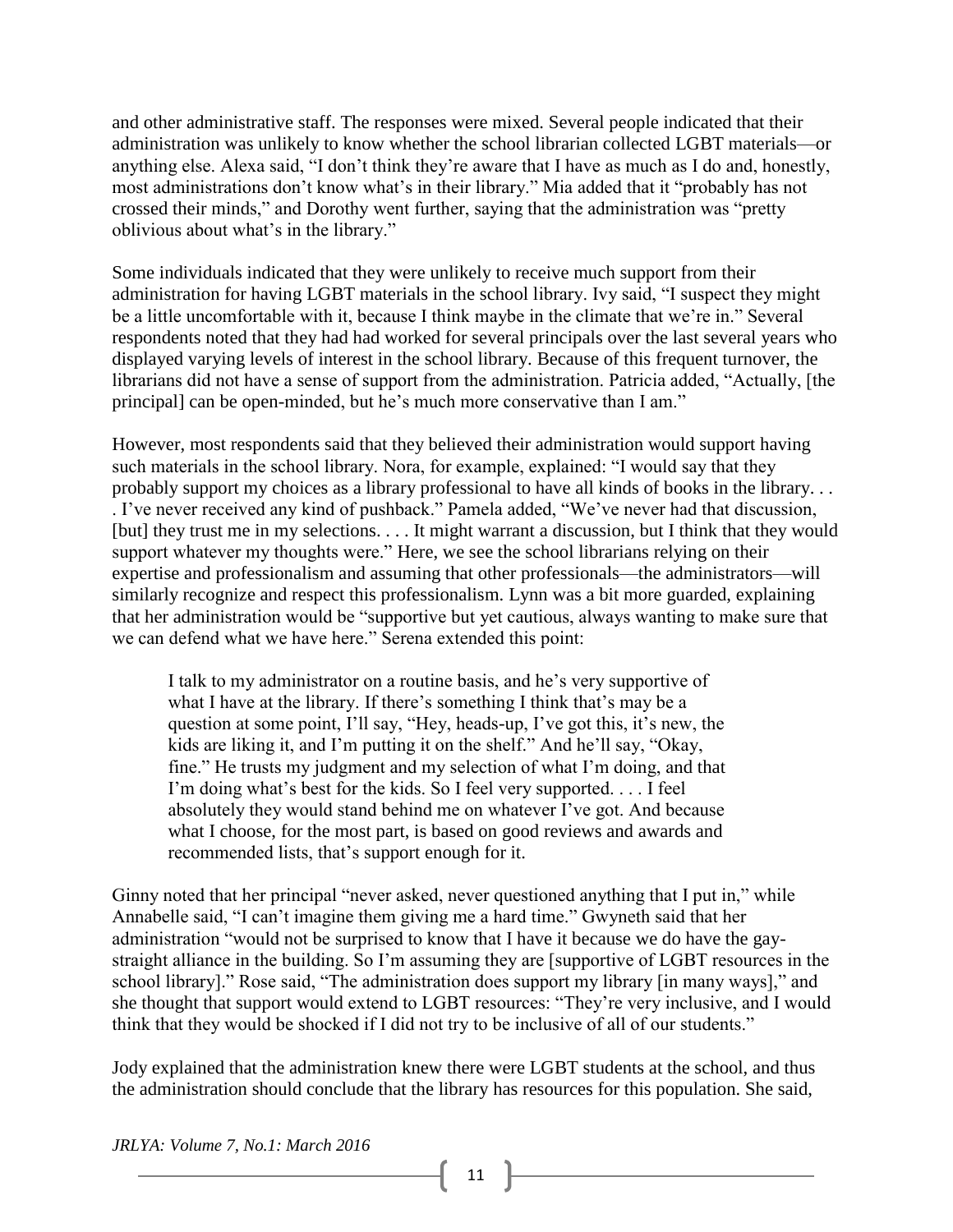and other administrative staff. The responses were mixed. Several people indicated that their administration was unlikely to know whether the school librarian collected LGBT materials—or anything else. Alexa said, "I don't think they're aware that I have as much as I do and, honestly, most administrations don't know what's in their library." Mia added that it "probably has not crossed their minds," and Dorothy went further, saying that the administration was "pretty oblivious about what's in the library."

Some individuals indicated that they were unlikely to receive much support from their administration for having LGBT materials in the school library. Ivy said, "I suspect they might be a little uncomfortable with it, because I think maybe in the climate that we're in." Several respondents noted that they had had worked for several principals over the last several years who displayed varying levels of interest in the school library. Because of this frequent turnover, the librarians did not have a sense of support from the administration. Patricia added, "Actually, [the principal] can be open-minded, but he's much more conservative than I am."

However, most respondents said that they believed their administration would support having such materials in the school library. Nora, for example, explained: "I would say that they probably support my choices as a library professional to have all kinds of books in the library. . . . I've never received any kind of pushback." Pamela added, "We've never had that discussion, [but] they trust me in my selections. . . . It might warrant a discussion, but I think that they would support whatever my thoughts were." Here, we see the school librarians relying on their expertise and professionalism and assuming that other professionals—the administrators—will similarly recognize and respect this professionalism. Lynn was a bit more guarded, explaining that her administration would be "supportive but yet cautious, always wanting to make sure that we can defend what we have here." Serena extended this point:

> I talk to my administrator on a routine basis, and he's very supportive of what I have at the library. If there's something I think that's may be a question at some point, I'll say, "Hey, heads-up, I've got this, it's new, the kids are liking it, and I'm putting it on the shelf." And he'll say, "Okay, fine." He trusts my judgment and my selection of what I'm doing, and that I'm doing what's best for the kids. So I feel very supported. . . . I feel absolutely they would stand behind me on whatever I've got. And because what I choose, for the most part, is based on good reviews and awards and recommended lists, that's support enough for it.

Ginny noted that her principal "never asked, never questioned anything that I put in," while Annabelle said, "I can't imagine them giving me a hard time." Gwyneth said that her administration "would not be surprised to know that I have it because we do have the gay-straight alliance in the building. So I'm assuming they are [supportive of LGBT resources in the school library]." Rose said, "The administration does support my library [in many ways]," and she thought that support would extend to LGBT resources: "They're very inclusive, and I would think that they would be shocked if I did not try to be inclusive of all of our students."

Jody explained that the administration knew there were LGBT students at the school, and thus the administration should conclude that the library has resources for this population. She said,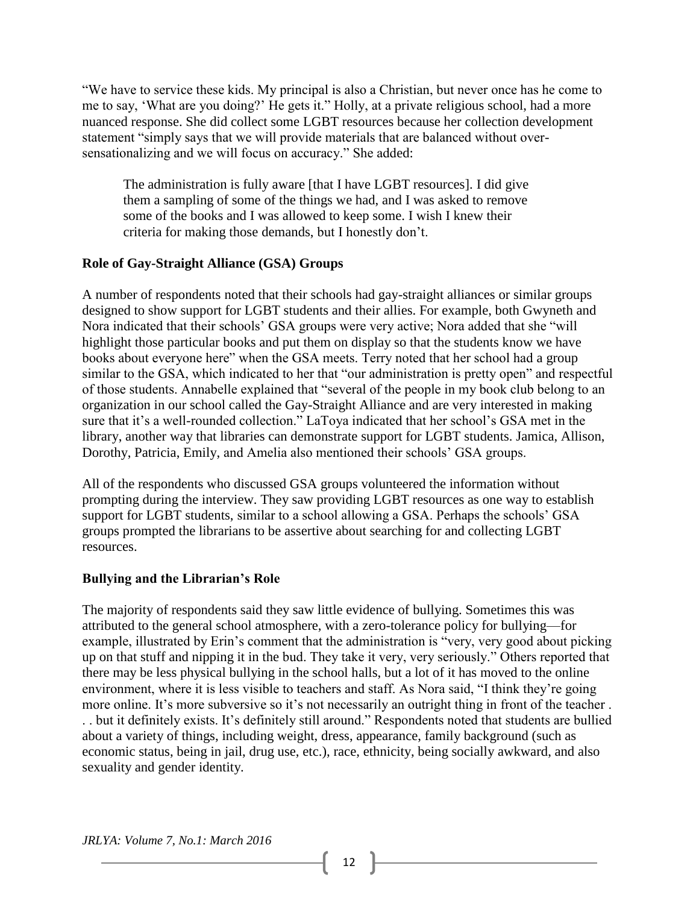"We have to service these kids. My principal is also a Christian, but never once has he come to me to say, 'What are you doing?' He gets it." Holly, at a private religious school, had a more nuanced response. She did collect some LGBT resources because her collection development statement "simply says that we will provide materials that are balanced without over-sensationalizing and we will focus on accuracy." She added:

> The administration is fully aware [that I have LGBT resources]. I did give them a sampling of some of the things we had, and I was asked to remove some of the books and I was allowed to keep some. I wish I knew their criteria for making those demands, but I honestly don't.

**Role of Gay-Straight Alliance (GSA) Groups**

A number of respondents noted that their schools had gay-straight alliances or similar groups designed to show support for LGBT students and their allies. For example, both Gwyneth and Nora indicated that their schools' GSA groups were very active; Nora added that she "will highlight those particular books and put them on display so that the students know we have books about everyone here" when the GSA meets. Terry noted that her school had a group similar to the GSA, which indicated to her that "our administration is pretty open" and respectful of those students. Annabelle explained that "several of the people in my book club belong to an organization in our school called the Gay-Straight Alliance and are very interested in making sure that it's a well-rounded collection." LaToya indicated that her school's GSA met in the library, another way that libraries can demonstrate support for LGBT students. Jamica, Allison, Dorothy, Patricia, Emily, and Amelia also mentioned their schools' GSA groups.

All of the respondents who discussed GSA groups volunteered the information without prompting during the interview. They saw providing LGBT resources as one way to establish support for LGBT students, similar to a school allowing a GSA. Perhaps the schools' GSA groups prompted the librarians to be assertive about searching for and collecting LGBT resources.

**Bullying and the Librarian's Role**

The majority of respondents said they saw little evidence of bullying. Sometimes this was attributed to the general school atmosphere, with a zero-tolerance policy for bullying—for example, illustrated by Erin's comment that the administration is "very, very good about picking up on that stuff and nipping it in the bud. They take it very, very seriously." Others reported that there may be less physical bullying in the school halls, but a lot of it has moved to the online environment, where it is less visible to teachers and staff. As Nora said, "I think they're going more online. It's more subversive so it's not necessarily an outright thing in front of the teacher . . . but it definitely exists. It's definitely still around." Respondents noted that students are bullied about a variety of things, including weight, dress, appearance, family background (such as economic status, being in jail, drug use, etc.), race, ethnicity, being socially awkward, and also sexuality and gender identity.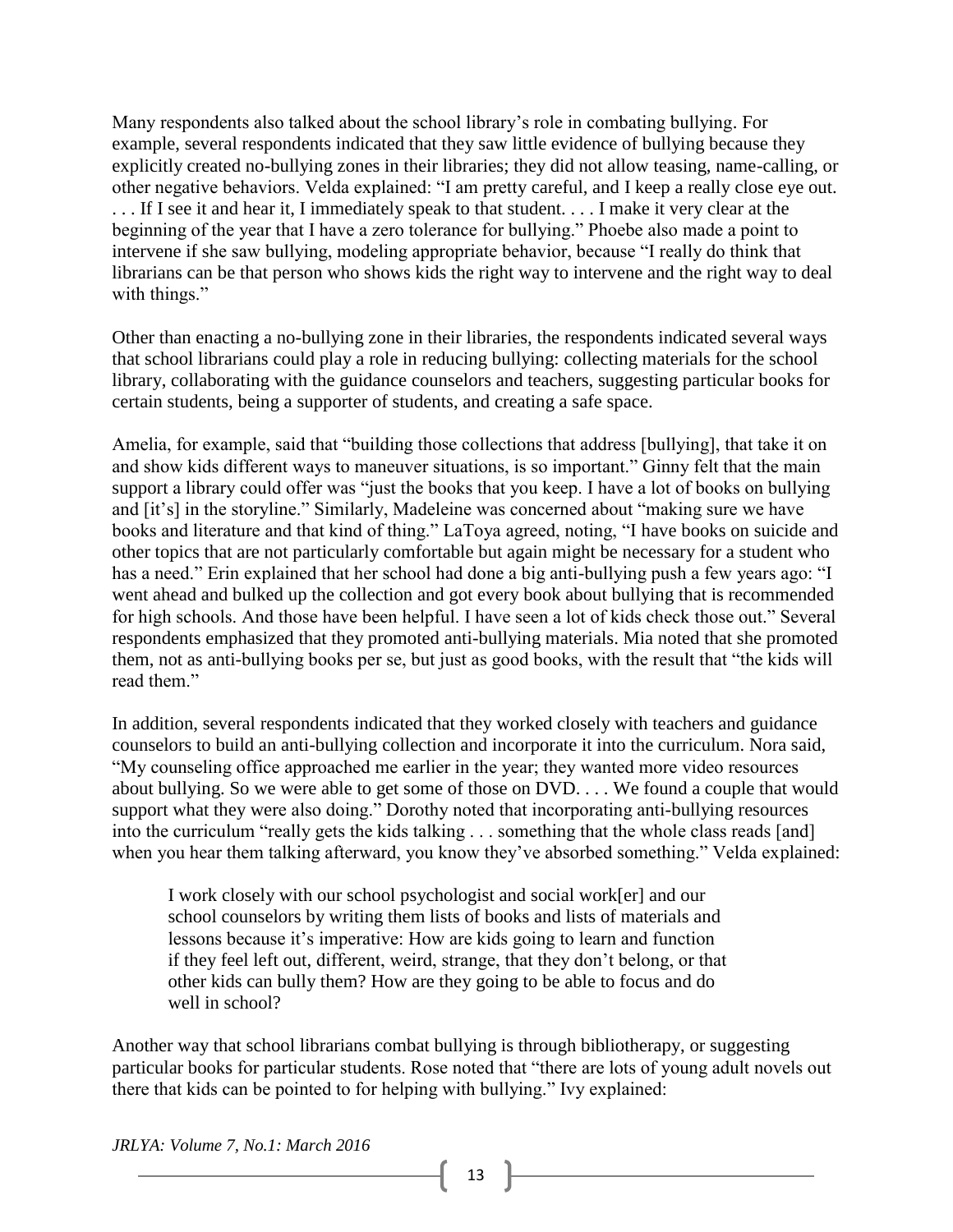Many respondents also talked about the school library's role in combating bullying. For example, several respondents indicated that they saw little evidence of bullying because they explicitly created no-bullying zones in their libraries; they did not allow teasing, name-calling, or other negative behaviors. Velda explained: "I am pretty careful, and I keep a really close eye out. . . . If I see it and hear it, I immediately speak to that student. . . . I make it very clear at the beginning of the year that I have a zero tolerance for bullying." Phoebe also made a point to intervene if she saw bullying, modeling appropriate behavior, because "I really do think that librarians can be that person who shows kids the right way to intervene and the right way to deal with things."

Other than enacting a no-bullying zone in their libraries, the respondents indicated several ways that school librarians could play a role in reducing bullying: collecting materials for the school library, collaborating with the guidance counselors and teachers, suggesting particular books for certain students, being a supporter of students, and creating a safe space.

Amelia, for example, said that "building those collections that address [bullying], that take it on and show kids different ways to maneuver situations, is so important." Ginny felt that the main support a library could offer was "just the books that you keep. I have a lot of books on bullying and [it's] in the storyline." Similarly, Madeleine was concerned about "making sure we have books and literature and that kind of thing." LaToya agreed, noting, "I have books on suicide and other topics that are not particularly comfortable but again might be necessary for a student who has a need." Erin explained that her school had done a big anti-bullying push a few years ago: "I went ahead and bulked up the collection and got every book about bullying that is recommended for high schools. And those have been helpful. I have seen a lot of kids check those out." Several respondents emphasized that they promoted anti-bullying materials. Mia noted that she promoted them, not as anti-bullying books per se, but just as good books, with the result that "the kids will read them."

In addition, several respondents indicated that they worked closely with teachers and guidance counselors to build an anti-bullying collection and incorporate it into the curriculum. Nora said, "My counseling office approached me earlier in the year; they wanted more video resources about bullying. So we were able to get some of those on DVD. . . . We found a couple that would support what they were also doing." Dorothy noted that incorporating anti-bullying resources into the curriculum "really gets the kids talking . . . something that the whole class reads [and] when you hear them talking afterward, you know they've absorbed something." Velda explained:

> I work closely with our school psychologist and social work[er] and our school counselors by writing them lists of books and lists of materials and lessons because it's imperative: How are kids going to learn and function if they feel left out, different, weird, strange, that they don't belong, or that other kids can bully them? How are they going to be able to focus and do well in school?

Another way that school librarians combat bullying is through bibliotherapy, or suggesting particular books for particular students. Rose noted that "there are lots of young adult novels out there that kids can be pointed to for helping with bullying." Ivy explained: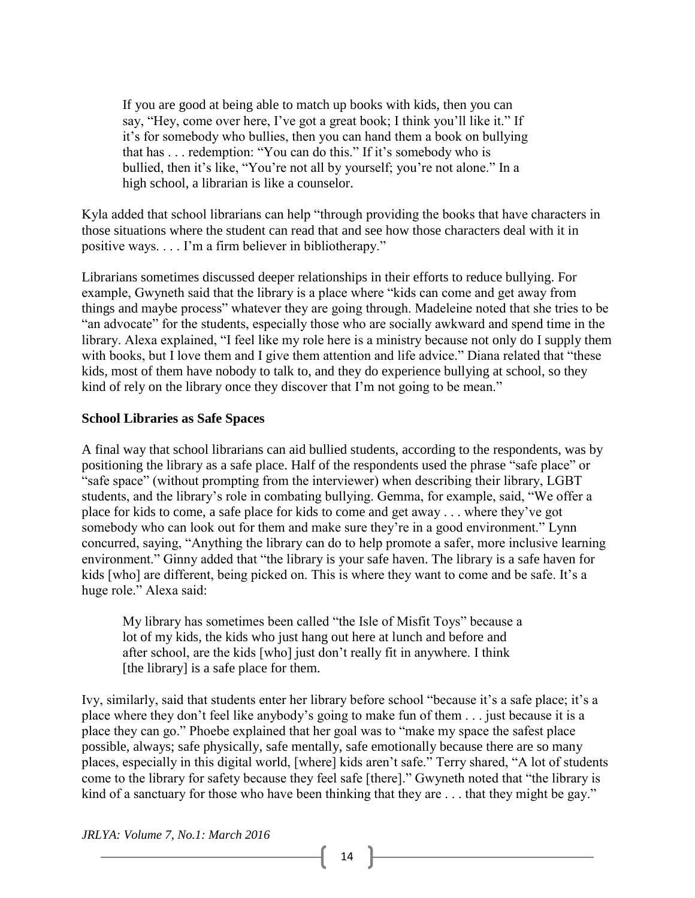> If you are good at being able to match up books with kids, then you can say, "Hey, come over here, I've got a great book; I think you'll like it." If it's for somebody who bullies, then you can hand them a book on bullying that has . . . redemption: "You can do this." If it's somebody who is bullied, then it's like, "You're not all by yourself; you're not alone." In a high school, a librarian is like a counselor.

Kyla added that school librarians can help "through providing the books that have characters in those situations where the student can read that and see how those characters deal with it in positive ways. . . . I'm a firm believer in bibliotherapy."

Librarians sometimes discussed deeper relationships in their efforts to reduce bullying. For example, Gwyneth said that the library is a place where "kids can come and get away from things and maybe process" whatever they are going through. Madeleine noted that she tries to be "an advocate" for the students, especially those who are socially awkward and spend time in the library. Alexa explained, "I feel like my role here is a ministry because not only do I supply them with books, but I love them and I give them attention and life advice." Diana related that "these kids, most of them have nobody to talk to, and they do experience bullying at school, so they kind of rely on the library once they discover that I'm not going to be mean."

**School Libraries as Safe Spaces**

A final way that school librarians can aid bullied students, according to the respondents, was by positioning the library as a safe place. Half of the respondents used the phrase "safe place" or "safe space" (without prompting from the interviewer) when describing their library, LGBT students, and the library's role in combating bullying. Gemma, for example, said, "We offer a place for kids to come, a safe place for kids to come and get away . . . where they've got somebody who can look out for them and make sure they're in a good environment." Lynn concurred, saying, "Anything the library can do to help promote a safer, more inclusive learning environment." Ginny added that "the library is your safe haven. The library is a safe haven for kids [who] are different, being picked on. This is where they want to come and be safe. It's a huge role." Alexa said:

> My library has sometimes been called "the Isle of Misfit Toys" because a lot of my kids, the kids who just hang out here at lunch and before and after school, are the kids [who] just don't really fit in anywhere. I think [the library] is a safe place for them.

Ivy, similarly, said that students enter her library before school "because it's a safe place; it's a place where they don't feel like anybody's going to make fun of them . . . just because it is a place they can go." Phoebe explained that her goal was to "make my space the safest place possible, always; safe physically, safe mentally, safe emotionally because there are so many places, especially in this digital world, [where] kids aren't safe." Terry shared, "A lot of students come to the library for safety because they feel safe [there]." Gwyneth noted that "the library is kind of a sanctuary for those who have been thinking that they are . . . that they might be gay."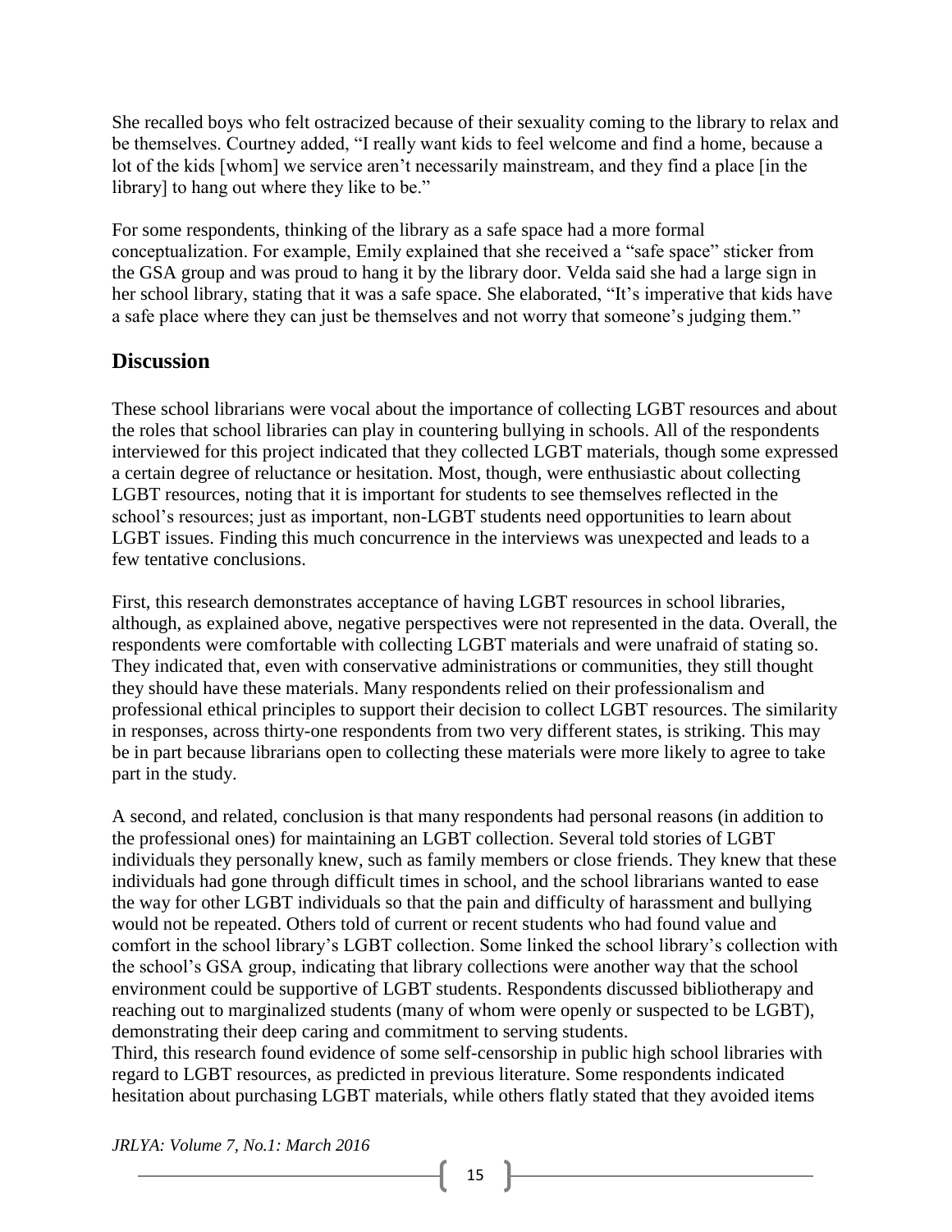She recalled boys who felt ostracized because of their sexuality coming to the library to relax and be themselves. Courtney added, "I really want kids to feel welcome and find a home, because a lot of the kids [whom] we service aren't necessarily mainstream, and they find a place [in the library] to hang out where they like to be."

For some respondents, thinking of the library as a safe space had a more formal conceptualization. For example, Emily explained that she received a "safe space" sticker from the GSA group and was proud to hang it by the library door. Velda said she had a large sign in her school library, stating that it was a safe space. She elaborated, "It's imperative that kids have a safe place where they can just be themselves and not worry that someone's judging them."

## Discussion

These school librarians were vocal about the importance of collecting LGBT resources and about the roles that school libraries can play in countering bullying in schools. All of the respondents interviewed for this project indicated that they collected LGBT materials, though some expressed a certain degree of reluctance or hesitation. Most, though, were enthusiastic about collecting LGBT resources, noting that it is important for students to see themselves reflected in the school's resources; just as important, non-LGBT students need opportunities to learn about LGBT issues. Finding this much concurrence in the interviews was unexpected and leads to a few tentative conclusions.

First, this research demonstrates acceptance of having LGBT resources in school libraries, although, as explained above, negative perspectives were not represented in the data. Overall, the respondents were comfortable with collecting LGBT materials and were unafraid of stating so. They indicated that, even with conservative administrations or communities, they still thought they should have these materials. Many respondents relied on their professionalism and professional ethical principles to support their decision to collect LGBT resources. The similarity in responses, across thirty-one respondents from two very different states, is striking. This may be in part because librarians open to collecting these materials were more likely to agree to take part in the study.

A second, and related, conclusion is that many respondents had personal reasons (in addition to the professional ones) for maintaining an LGBT collection. Several told stories of LGBT individuals they personally knew, such as family members or close friends. They knew that these individuals had gone through difficult times in school, and the school librarians wanted to ease the way for other LGBT individuals so that the pain and difficulty of harassment and bullying would not be repeated. Others told of current or recent students who had found value and comfort in the school library's LGBT collection. Some linked the school library's collection with the school's GSA group, indicating that library collections were another way that the school environment could be supportive of LGBT students. Respondents discussed bibliotherapy and reaching out to marginalized students (many of whom were openly or suspected to be LGBT), demonstrating their deep caring and commitment to serving students.

Third, this research found evidence of some self-censorship in public high school libraries with regard to LGBT resources, as predicted in previous literature. Some respondents indicated hesitation about purchasing LGBT materials, while others flatly stated that they avoided items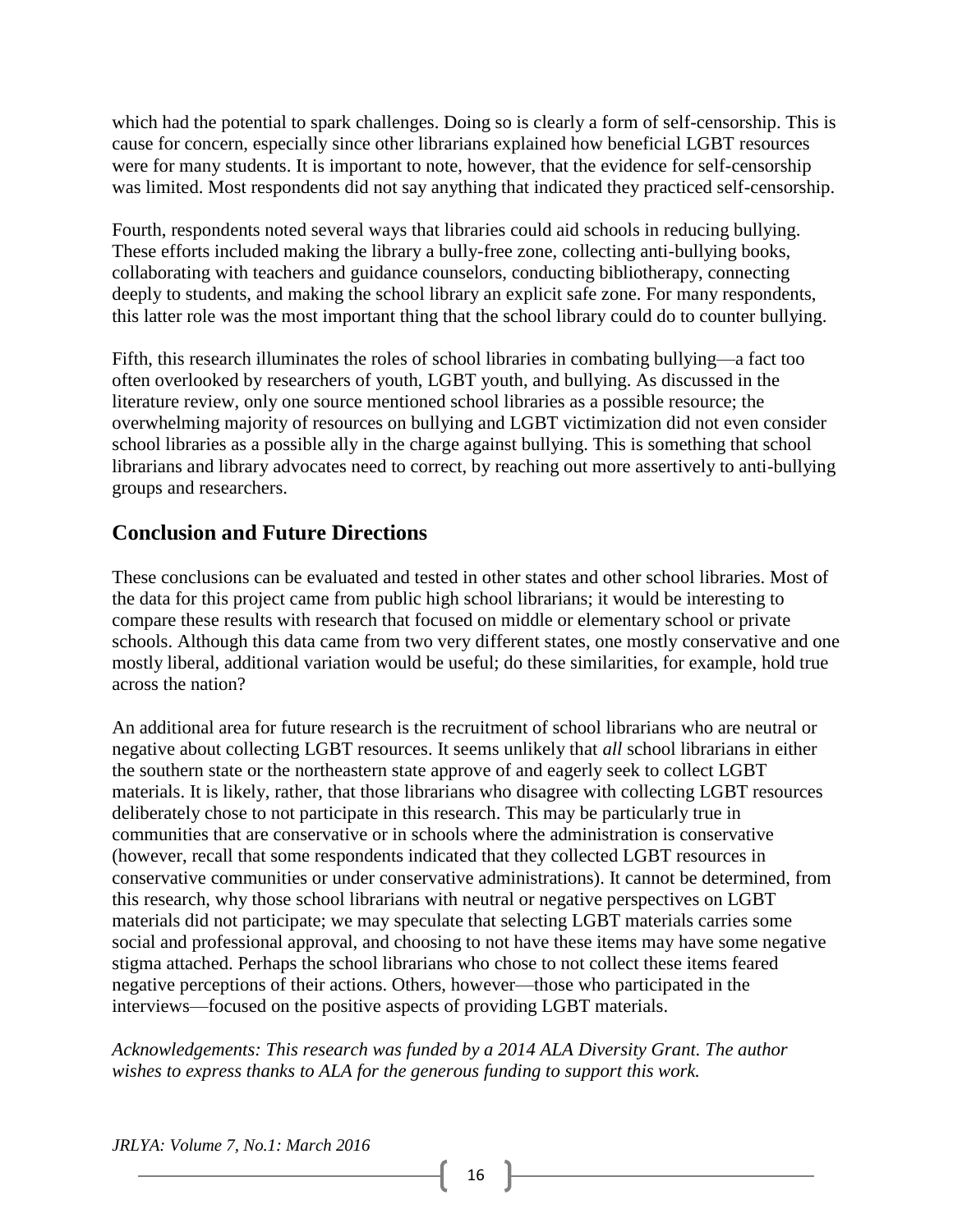which had the potential to spark challenges. Doing so is clearly a form of self-censorship. This is cause for concern, especially since other librarians explained how beneficial LGBT resources were for many students. It is important to note, however, that the evidence for self-censorship was limited. Most respondents did not say anything that indicated they practiced self-censorship.

Fourth, respondents noted several ways that libraries could aid schools in reducing bullying. These efforts included making the library a bully-free zone, collecting anti-bullying books, collaborating with teachers and guidance counselors, conducting bibliotherapy, connecting deeply to students, and making the school library an explicit safe zone. For many respondents, this latter role was the most important thing that the school library could do to counter bullying.

Fifth, this research illuminates the roles of school libraries in combating bullying—a fact too often overlooked by researchers of youth, LGBT youth, and bullying. As discussed in the literature review, only one source mentioned school libraries as a possible resource; the overwhelming majority of resources on bullying and LGBT victimization did not even consider school libraries as a possible ally in the charge against bullying. This is something that school librarians and library advocates need to correct, by reaching out more assertively to anti-bullying groups and researchers.

## Conclusion and Future Directions

These conclusions can be evaluated and tested in other states and other school libraries. Most of the data for this project came from public high school librarians; it would be interesting to compare these results with research that focused on middle or elementary school or private schools. Although this data came from two very different states, one mostly conservative and one mostly liberal, additional variation would be useful; do these similarities, for example, hold true across the nation?

An additional area for future research is the recruitment of school librarians who are neutral or negative about collecting LGBT resources. It seems unlikely that *all* school librarians in either the southern state or the northeastern state approve of and eagerly seek to collect LGBT materials. It is likely, rather, that those librarians who disagree with collecting LGBT resources deliberately chose to not participate in this research. This may be particularly true in communities that are conservative or in schools where the administration is conservative (however, recall that some respondents indicated that they collected LGBT resources in conservative communities or under conservative administrations). It cannot be determined, from this research, why those school librarians with neutral or negative perspectives on LGBT materials did not participate; we may speculate that selecting LGBT materials carries some social and professional approval, and choosing to not have these items may have some negative stigma attached. Perhaps the school librarians who chose to not collect these items feared negative perceptions of their actions. Others, however—those who participated in the interviews—focused on the positive aspects of providing LGBT materials.

*Acknowledgements: This research was funded by a 2014 ALA Diversity Grant. The author wishes to express thanks to ALA for the generous funding to support this work.*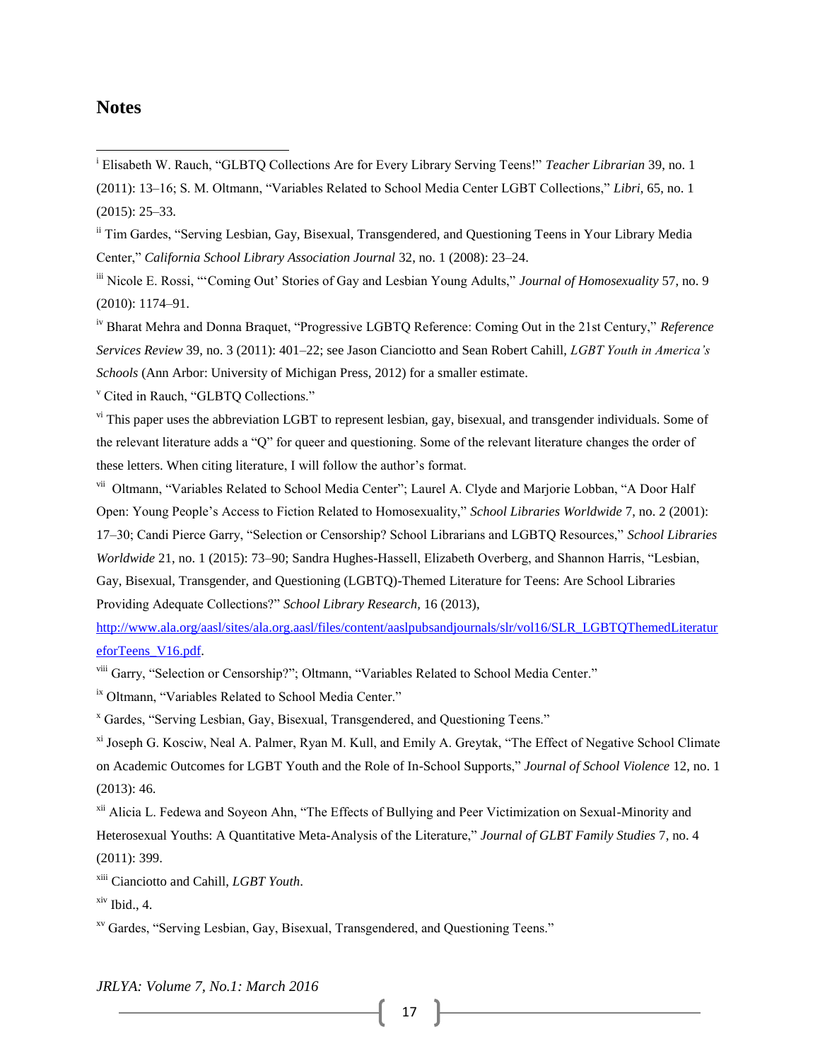## Notes

[i] Elisabeth W. Rauch, "GLBTQ Collections Are for Every Library Serving Teens!" *Teacher Librarian* 39, no. 1 (2011): 13–16; S. M. Oltmann, "Variables Related to School Media Center LGBT Collections," *Libri*, 65, no. 1 (2015): 25–33.

[ii] Tim Gardes, "Serving Lesbian, Gay, Bisexual, Transgendered, and Questioning Teens in Your Library Media Center," *California School Library Association Journal* 32, no. 1 (2008): 23–24.

[iii] Nicole E. Rossi, "'Coming Out' Stories of Gay and Lesbian Young Adults," *Journal of Homosexuality* 57, no. 9 (2010): 1174–91.

[iv] Bharat Mehra and Donna Braquet, "Progressive LGBTQ Reference: Coming Out in the 21st Century," *Reference Services Review* 39, no. 3 (2011): 401–22; see Jason Cianciotto and Sean Robert Cahill, *LGBT Youth in America's Schools* (Ann Arbor: University of Michigan Press, 2012) for a smaller estimate.

[v] Cited in Rauch, "GLBTQ Collections."

[vi] This paper uses the abbreviation LGBT to represent lesbian, gay, bisexual, and transgender individuals. Some of the relevant literature adds a "Q" for queer and questioning. Some of the relevant literature changes the order of these letters. When citing literature, I will follow the author's format.

[vii] Oltmann, "Variables Related to School Media Center"; Laurel A. Clyde and Marjorie Lobban, "A Door Half Open: Young People's Access to Fiction Related to Homosexuality," *School Libraries Worldwide* 7, no. 2 (2001): 17–30; Candi Pierce Garry, "Selection or Censorship? School Librarians and LGBTQ Resources," *School Libraries Worldwide* 21, no. 1 (2015): 73–90; Sandra Hughes-Hassell, Elizabeth Overberg, and Shannon Harris, "Lesbian, Gay, Bisexual, Transgender, and Questioning (LGBTQ)-Themed Literature for Teens: Are School Libraries Providing Adequate Collections?" *School Library Research,* 16 (2013), http://www.ala.org/aasl/sites/ala.org.aasl/files/content/aaslpubsandjournals/slr/vol16/SLR_LGBTQThemedLiteratureforTeens_V16.pdf.

[viii] Garry, "Selection or Censorship?"; Oltmann, "Variables Related to School Media Center."

[ix] Oltmann, "Variables Related to School Media Center."

[x] Gardes, "Serving Lesbian, Gay, Bisexual, Transgendered, and Questioning Teens."

[xi] Joseph G. Kosciw, Neal A. Palmer, Ryan M. Kull, and Emily A. Greytak, "The Effect of Negative School Climate on Academic Outcomes for LGBT Youth and the Role of In-School Supports," *Journal of School Violence* 12, no. 1 (2013): 46.

[xii] Alicia L. Fedewa and Soyeon Ahn, "The Effects of Bullying and Peer Victimization on Sexual-Minority and Heterosexual Youths: A Quantitative Meta-Analysis of the Literature," *Journal of GLBT Family Studies* 7, no. 4 (2011): 399.

[xiii] Cianciotto and Cahill, *LGBT Youth.*

[xiv] Ibid., 4.

[xv] Gardes, "Serving Lesbian, Gay, Bisexual, Transgendered, and Questioning Teens."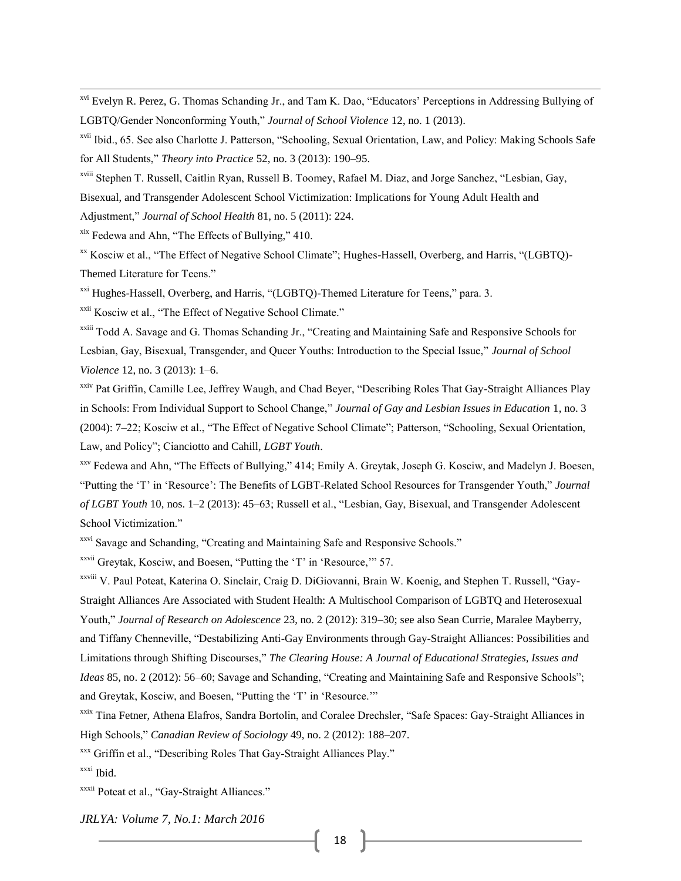[xvi] Evelyn R. Perez, G. Thomas Schanding Jr., and Tam K. Dao, "Educators' Perceptions in Addressing Bullying of LGBTQ/Gender Nonconforming Youth," *Journal of School Violence* 12, no. 1 (2013).

[xvii] Ibid., 65. See also Charlotte J. Patterson, "Schooling, Sexual Orientation, Law, and Policy: Making Schools Safe for All Students," *Theory into Practice* 52, no. 3 (2013): 190–95.

[xviii] Stephen T. Russell, Caitlin Ryan, Russell B. Toomey, Rafael M. Diaz, and Jorge Sanchez, "Lesbian, Gay, Bisexual, and Transgender Adolescent School Victimization: Implications for Young Adult Health and Adjustment," *Journal of School Health* 81, no. 5 (2011): 224.

[xix] Fedewa and Ahn, "The Effects of Bullying," 410.

[xx] Kosciw et al., "The Effect of Negative School Climate"; Hughes-Hassell, Overberg, and Harris, "(LGBTQ)-Themed Literature for Teens."

[xxi] Hughes-Hassell, Overberg, and Harris, "(LGBTQ)-Themed Literature for Teens," para. 3.

[xxii] Kosciw et al., "The Effect of Negative School Climate."

[xxiii] Todd A. Savage and G. Thomas Schanding Jr., "Creating and Maintaining Safe and Responsive Schools for Lesbian, Gay, Bisexual, Transgender, and Queer Youths: Introduction to the Special Issue," *Journal of School Violence* 12, no. 3 (2013): 1–6.

[xxiv] Pat Griffin, Camille Lee, Jeffrey Waugh, and Chad Beyer, "Describing Roles That Gay-Straight Alliances Play in Schools: From Individual Support to School Change," *Journal of Gay and Lesbian Issues in Education* 1, no. 3 (2004): 7–22; Kosciw et al., "The Effect of Negative School Climate"; Patterson, "Schooling, Sexual Orientation, Law, and Policy"; Cianciotto and Cahill, *LGBT Youth*.

[xxv] Fedewa and Ahn, "The Effects of Bullying," 414; Emily A. Greytak, Joseph G. Kosciw, and Madelyn J. Boesen, "Putting the 'T' in 'Resource': The Benefits of LGBT-Related School Resources for Transgender Youth," *Journal of LGBT Youth* 10, nos. 1–2 (2013): 45–63; Russell et al., "Lesbian, Gay, Bisexual, and Transgender Adolescent School Victimization."

[xxvi] Savage and Schanding, "Creating and Maintaining Safe and Responsive Schools."

[xxvii] Greytak, Kosciw, and Boesen, "Putting the 'T' in 'Resource,'" 57.

[xxviii] V. Paul Poteat, Katerina O. Sinclair, Craig D. DiGiovanni, Brain W. Koenig, and Stephen T. Russell, "Gay-Straight Alliances Are Associated with Student Health: A Multischool Comparison of LGBTQ and Heterosexual Youth," *Journal of Research on Adolescence* 23, no. 2 (2012): 319–30; see also Sean Currie, Maralee Mayberry, and Tiffany Chenneville, "Destabilizing Anti-Gay Environments through Gay-Straight Alliances: Possibilities and Limitations through Shifting Discourses," *The Clearing House: A Journal of Educational Strategies, Issues and Ideas* 85, no. 2 (2012): 56–60; Savage and Schanding, "Creating and Maintaining Safe and Responsive Schools"; and Greytak, Kosciw, and Boesen, "Putting the 'T' in 'Resource.'"

[xxix] Tina Fetner, Athena Elafros, Sandra Bortolin, and Coralee Drechsler, "Safe Spaces: Gay-Straight Alliances in High Schools," *Canadian Review of Sociology* 49, no. 2 (2012): 188–207.

[xxx] Griffin et al., "Describing Roles That Gay-Straight Alliances Play."

[xxxi] Ibid.

[xxxii] Poteat et al., "Gay-Straight Alliances."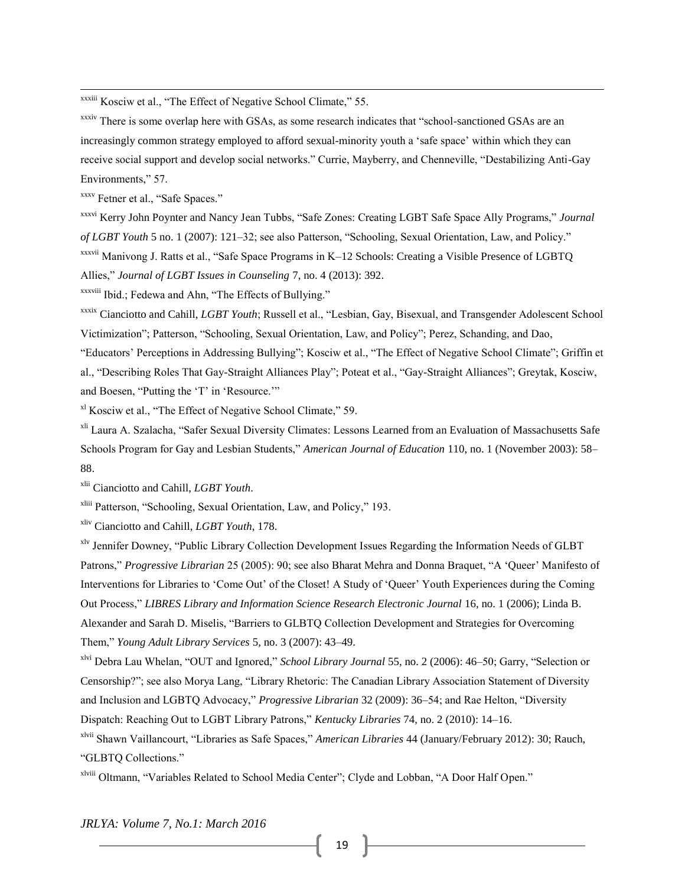[xxxiii] Kosciw et al., "The Effect of Negative School Climate," 55.

[xxxiv] There is some overlap here with GSAs, as some research indicates that "school-sanctioned GSAs are an increasingly common strategy employed to afford sexual-minority youth a 'safe space' within which they can receive social support and develop social networks." Currie, Mayberry, and Chenneville, "Destabilizing Anti-Gay Environments," 57.

[xxxv] Fetner et al., "Safe Spaces."

[xxxvi] Kerry John Poynter and Nancy Jean Tubbs, "Safe Zones: Creating LGBT Safe Space Ally Programs," *Journal of LGBT Youth* 5 no. 1 (2007): 121–32; see also Patterson, "Schooling, Sexual Orientation, Law, and Policy."

[xxxvii] Manivong J. Ratts et al., "Safe Space Programs in K–12 Schools: Creating a Visible Presence of LGBTQ Allies," *Journal of LGBT Issues in Counseling* 7, no. 4 (2013): 392.

[xxxviii] Ibid.; Fedewa and Ahn, "The Effects of Bullying."

[xxxix] Cianciotto and Cahill, *LGBT Youth*; Russell et al., "Lesbian, Gay, Bisexual, and Transgender Adolescent School Victimization"; Patterson, "Schooling, Sexual Orientation, Law, and Policy"; Perez, Schanding, and Dao, "Educators' Perceptions in Addressing Bullying"; Kosciw et al., "The Effect of Negative School Climate"; Griffin et al., "Describing Roles That Gay-Straight Alliances Play"; Poteat et al., "Gay-Straight Alliances"; Greytak, Kosciw, and Boesen, "Putting the 'T' in 'Resource.'"

[xl] Kosciw et al., "The Effect of Negative School Climate," 59.

[xli] Laura A. Szalacha, "Safer Sexual Diversity Climates: Lessons Learned from an Evaluation of Massachusetts Safe Schools Program for Gay and Lesbian Students," *American Journal of Education* 110, no. 1 (November 2003): 58–88.

[xlii] Cianciotto and Cahill, *LGBT Youth*.

[xliii] Patterson, "Schooling, Sexual Orientation, Law, and Policy," 193.

[xliv] Cianciotto and Cahill, *LGBT Youth*, 178.

[xlv] Jennifer Downey, "Public Library Collection Development Issues Regarding the Information Needs of GLBT Patrons," *Progressive Librarian* 25 (2005): 90; see also Bharat Mehra and Donna Braquet, "A 'Queer' Manifesto of Interventions for Libraries to 'Come Out' of the Closet! A Study of 'Queer' Youth Experiences during the Coming Out Process," *LIBRES Library and Information Science Research Electronic Journal* 16, no. 1 (2006); Linda B. Alexander and Sarah D. Miselis, "Barriers to GLBTQ Collection Development and Strategies for Overcoming Them," *Young Adult Library Services* 5, no. 3 (2007): 43–49.

[xlvi] Debra Lau Whelan, "OUT and Ignored," *School Library Journal* 55, no. 2 (2006): 46–50; Garry, "Selection or Censorship?"; see also Morya Lang, "Library Rhetoric: The Canadian Library Association Statement of Diversity and Inclusion and LGBTQ Advocacy," *Progressive Librarian* 32 (2009): 36–54; and Rae Helton, "Diversity Dispatch: Reaching Out to LGBT Library Patrons," *Kentucky Libraries* 74, no. 2 (2010): 14–16.

[xlvii] Shawn Vaillancourt, "Libraries as Safe Spaces," *American Libraries* 44 (January/February 2012): 30; Rauch, "GLBTQ Collections."

[xlviii] Oltmann, "Variables Related to School Media Center"; Clyde and Lobban, "A Door Half Open."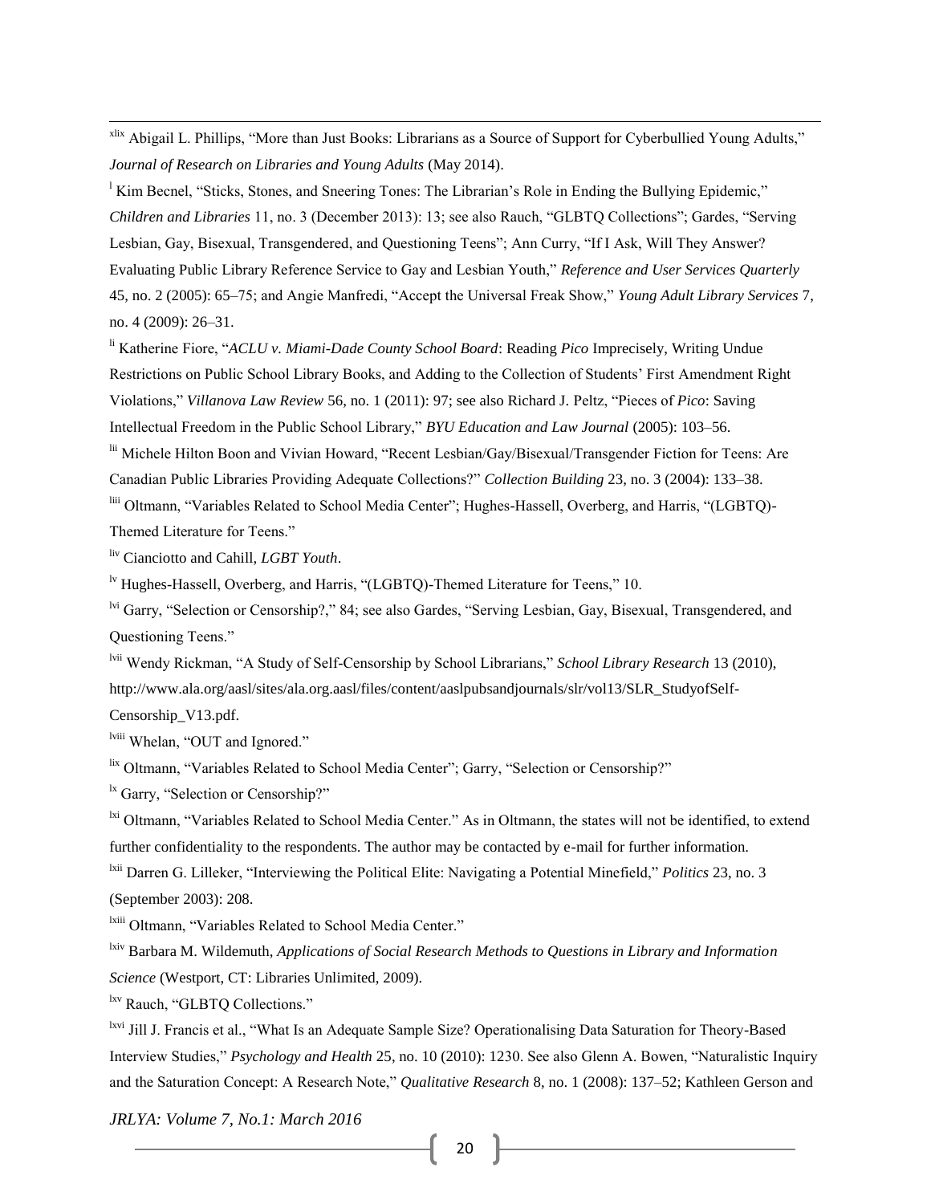[xlix] Abigail L. Phillips, "More than Just Books: Librarians as a Source of Support for Cyberbullied Young Adults," *Journal of Research on Libraries and Young Adults* (May 2014).

[l] Kim Becnel, "Sticks, Stones, and Sneering Tones: The Librarian's Role in Ending the Bullying Epidemic," *Children and Libraries* 11, no. 3 (December 2013): 13; see also Rauch, "GLBTQ Collections"; Gardes, "Serving Lesbian, Gay, Bisexual, Transgendered, and Questioning Teens"; Ann Curry, "If I Ask, Will They Answer? Evaluating Public Library Reference Service to Gay and Lesbian Youth," *Reference and User Services Quarterly* 45, no. 2 (2005): 65–75; and Angie Manfredi, "Accept the Universal Freak Show," *Young Adult Library Services* 7, no. 4 (2009): 26–31.

[li] Katherine Fiore, "*ACLU v. Miami-Dade County School Board*: Reading *Pico* Imprecisely, Writing Undue Restrictions on Public School Library Books, and Adding to the Collection of Students' First Amendment Right Violations," *Villanova Law Review* 56, no. 1 (2011): 97; see also Richard J. Peltz, "Pieces of *Pico*: Saving Intellectual Freedom in the Public School Library," *BYU Education and Law Journal* (2005): 103–56.

[lii] Michele Hilton Boon and Vivian Howard, "Recent Lesbian/Gay/Bisexual/Transgender Fiction for Teens: Are Canadian Public Libraries Providing Adequate Collections?" *Collection Building* 23, no. 3 (2004): 133–38.

[liii] Oltmann, "Variables Related to School Media Center"; Hughes-Hassell, Overberg, and Harris, "(LGBTQ)-Themed Literature for Teens."

[liv] Cianciotto and Cahill, *LGBT Youth*.

[lv] Hughes-Hassell, Overberg, and Harris, "(LGBTQ)-Themed Literature for Teens," 10.

[lvi] Garry, "Selection or Censorship?," 84; see also Gardes, "Serving Lesbian, Gay, Bisexual, Transgendered, and Questioning Teens."

[lvii] Wendy Rickman, "A Study of Self-Censorship by School Librarians," *School Library Research* 13 (2010), http://www.ala.org/aasl/sites/ala.org.aasl/files/content/aaslpubsandjournals/slr/vol13/SLR_StudyofSelf-Censorship_V13.pdf.

[lviii] Whelan, "OUT and Ignored."

[lix] Oltmann, "Variables Related to School Media Center"; Garry, "Selection or Censorship?"

[lx] Garry, "Selection or Censorship?"

[lxi] Oltmann, "Variables Related to School Media Center." As in Oltmann, the states will not be identified, to extend further confidentiality to the respondents. The author may be contacted by e-mail for further information.

[lxii] Darren G. Lilleker, "Interviewing the Political Elite: Navigating a Potential Minefield," *Politics* 23, no. 3 (September 2003): 208.

[lxiii] Oltmann, "Variables Related to School Media Center."

[lxiv] Barbara M. Wildemuth, *Applications of Social Research Methods to Questions in Library and Information Science* (Westport, CT: Libraries Unlimited, 2009).

[lxv] Rauch, "GLBTQ Collections."

[lxvi] Jill J. Francis et al., "What Is an Adequate Sample Size? Operationalising Data Saturation for Theory-Based Interview Studies," *Psychology and Health* 25, no. 10 (2010): 1230. See also Glenn A. Bowen, "Naturalistic Inquiry and the Saturation Concept: A Research Note," *Qualitative Research* 8, no. 1 (2008): 137–52; Kathleen Gerson and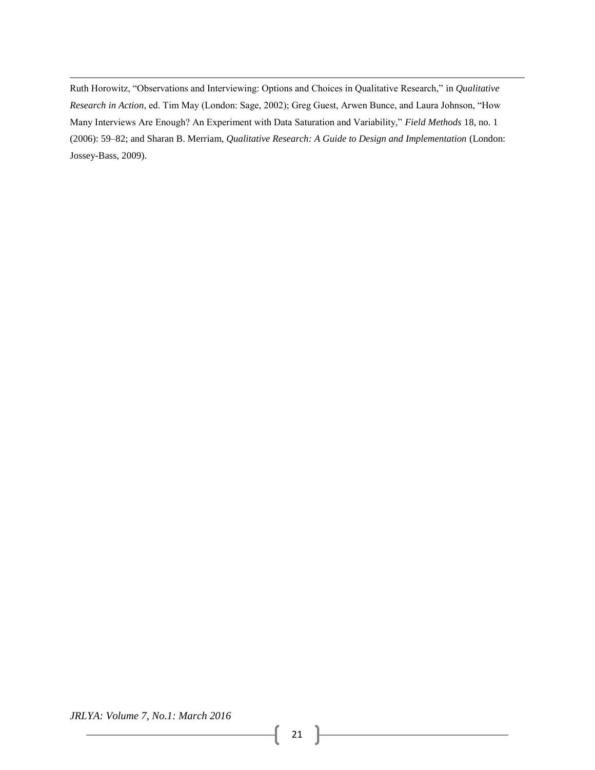Ruth Horowitz, "Observations and Interviewing: Options and Choices in Qualitative Research," in *Qualitative Research in Action*, ed. Tim May (London: Sage, 2002); Greg Guest, Arwen Bunce, and Laura Johnson, "How Many Interviews Are Enough? An Experiment with Data Saturation and Variability," *Field Methods* 18, no. 1 (2006): 59–82; and Sharan B. Merriam, *Qualitative Research: A Guide to Design and Implementation* (London: Jossey-Bass, 2009).